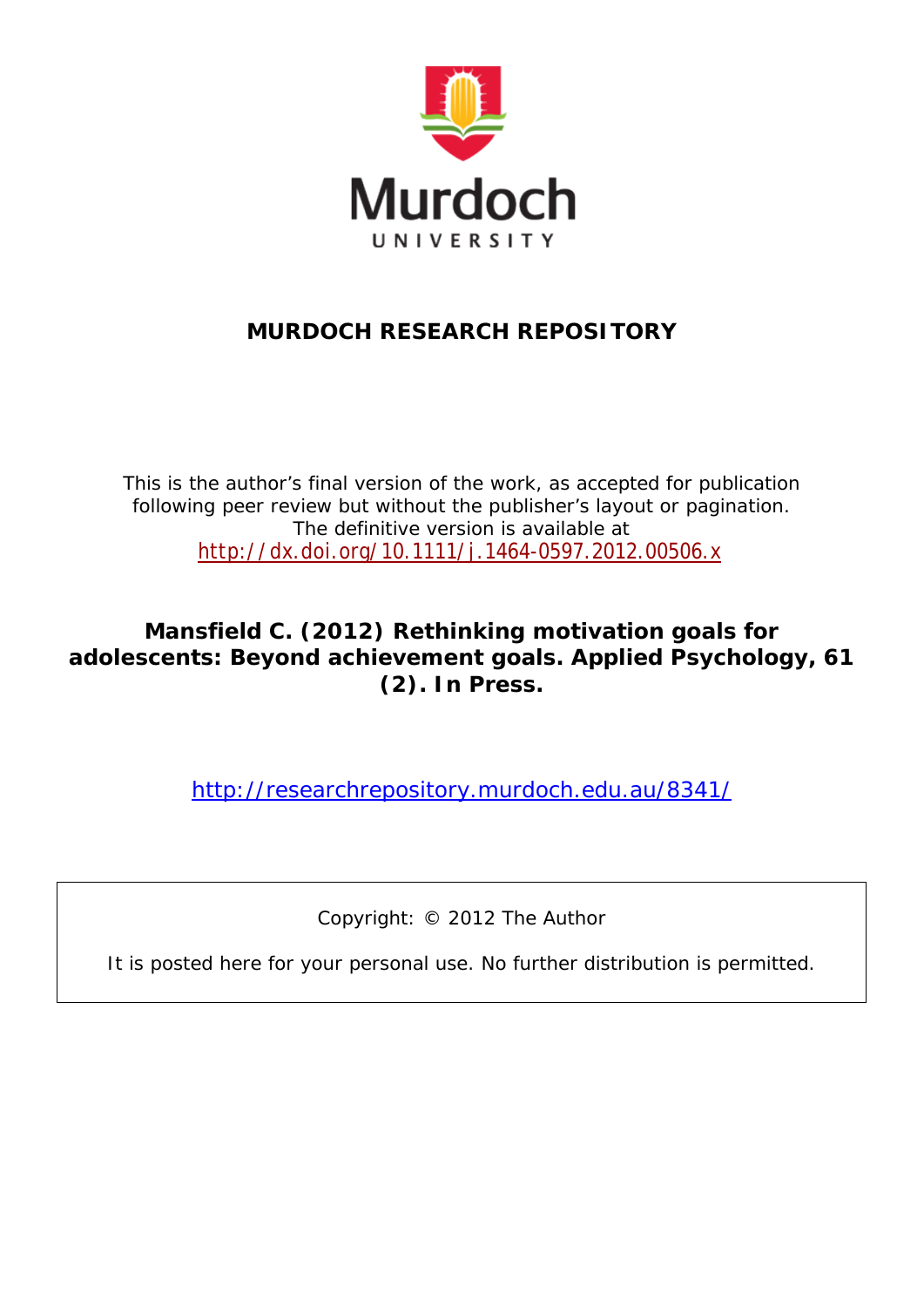Murdoch UNIVERSITY

# MURDOCH RESEARCH REPOSITORY

This is the author's final version of the work, as accepted for publication following peer review but without the publisher's layout or pagination. The definitive version is available at http://dx.doi.org/10.1111/j.1464-0597.2012.00506.x

**Mansfield C. (2012) Rethinking motivation goals for adolescents: Beyond achievement goals. Applied Psychology, 61 (2). In Press.**

http://researchrepository.murdoch.edu.au/8341/

Copyright: © 2012 The Author

It is posted here for your personal use. No further distribution is permitted.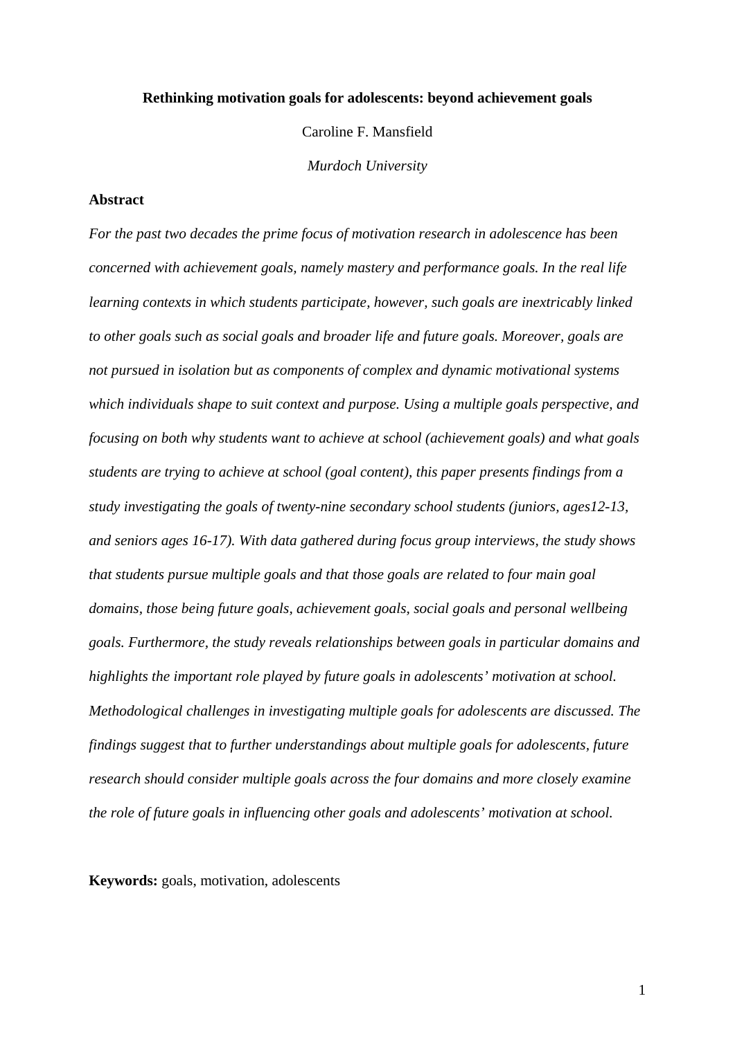**Rethinking motivation goals for adolescents: beyond achievement goals**

Caroline F. Mansfield

*Murdoch University*

**Abstract**

*For the past two decades the prime focus of motivation research in adolescence has been concerned with achievement goals, namely mastery and performance goals. In the real life learning contexts in which students participate, however, such goals are inextricably linked to other goals such as social goals and broader life and future goals. Moreover, goals are not pursued in isolation but as components of complex and dynamic motivational systems which individuals shape to suit context and purpose. Using a multiple goals perspective, and focusing on both why students want to achieve at school (achievement goals) and what goals students are trying to achieve at school (goal content), this paper presents findings from a study investigating the goals of twenty-nine secondary school students (juniors, ages12-13, and seniors ages 16-17). With data gathered during focus group interviews, the study shows that students pursue multiple goals and that those goals are related to four main goal domains, those being future goals, achievement goals, social goals and personal wellbeing goals. Furthermore, the study reveals relationships between goals in particular domains and highlights the important role played by future goals in adolescents' motivation at school. Methodological challenges in investigating multiple goals for adolescents are discussed. The findings suggest that to further understandings about multiple goals for adolescents, future research should consider multiple goals across the four domains and more closely examine the role of future goals in influencing other goals and adolescents' motivation at school.*

**Keywords:** goals, motivation, adolescents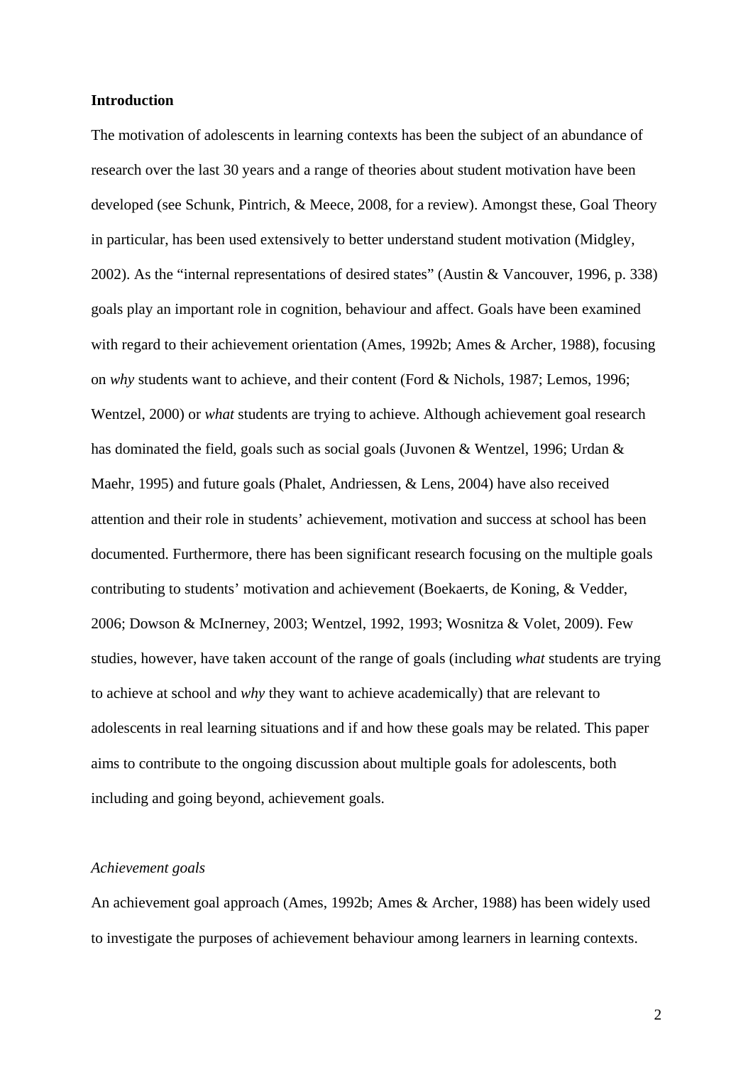## Introduction

The motivation of adolescents in learning contexts has been the subject of an abundance of research over the last 30 years and a range of theories about student motivation have been developed (see Schunk, Pintrich, & Meece, 2008, for a review). Amongst these, Goal Theory in particular, has been used extensively to better understand student motivation (Midgley, 2002). As the "internal representations of desired states" (Austin & Vancouver, 1996, p. 338) goals play an important role in cognition, behaviour and affect. Goals have been examined with regard to their achievement orientation (Ames, 1992b; Ames & Archer, 1988), focusing on *why* students want to achieve, and their content (Ford & Nichols, 1987; Lemos, 1996; Wentzel, 2000) or *what* students are trying to achieve. Although achievement goal research has dominated the field, goals such as social goals (Juvonen & Wentzel, 1996; Urdan & Maehr, 1995) and future goals (Phalet, Andriessen, & Lens, 2004) have also received attention and their role in students' achievement, motivation and success at school has been documented. Furthermore, there has been significant research focusing on the multiple goals contributing to students' motivation and achievement (Boekaerts, de Koning, & Vedder, 2006; Dowson & McInerney, 2003; Wentzel, 1992, 1993; Wosnitza & Volet, 2009). Few studies, however, have taken account of the range of goals (including *what* students are trying to achieve at school and *why* they want to achieve academically) that are relevant to adolescents in real learning situations and if and how these goals may be related. This paper aims to contribute to the ongoing discussion about multiple goals for adolescents, both including and going beyond, achievement goals.

### *Achievement goals*

An achievement goal approach (Ames, 1992b; Ames & Archer, 1988) has been widely used to investigate the purposes of achievement behaviour among learners in learning contexts.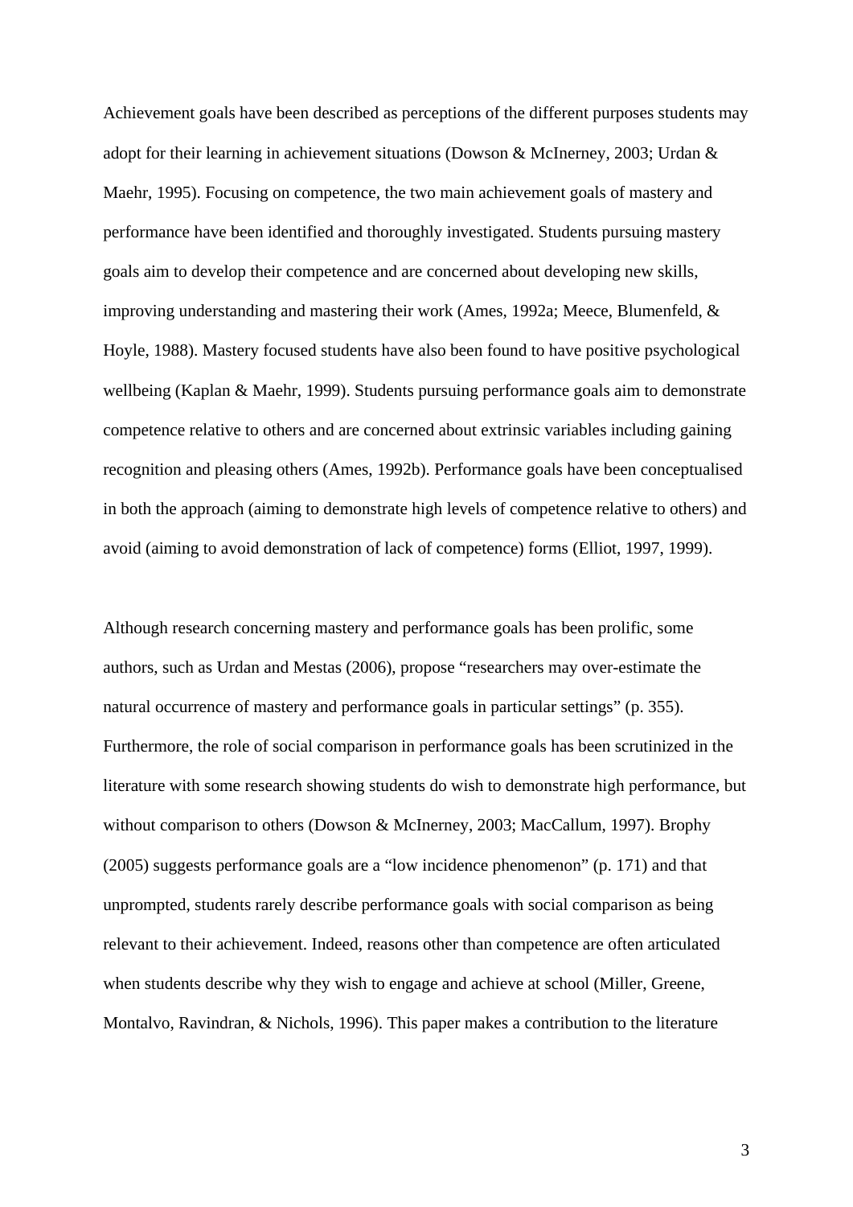Achievement goals have been described as perceptions of the different purposes students may adopt for their learning in achievement situations (Dowson & McInerney, 2003; Urdan & Maehr, 1995). Focusing on competence, the two main achievement goals of mastery and performance have been identified and thoroughly investigated. Students pursuing mastery goals aim to develop their competence and are concerned about developing new skills, improving understanding and mastering their work (Ames, 1992a; Meece, Blumenfeld, & Hoyle, 1988). Mastery focused students have also been found to have positive psychological wellbeing (Kaplan & Maehr, 1999). Students pursuing performance goals aim to demonstrate competence relative to others and are concerned about extrinsic variables including gaining recognition and pleasing others (Ames, 1992b). Performance goals have been conceptualised in both the approach (aiming to demonstrate high levels of competence relative to others) and avoid (aiming to avoid demonstration of lack of competence) forms (Elliot, 1997, 1999).

Although research concerning mastery and performance goals has been prolific, some authors, such as Urdan and Mestas (2006), propose "researchers may over-estimate the natural occurrence of mastery and performance goals in particular settings" (p. 355). Furthermore, the role of social comparison in performance goals has been scrutinized in the literature with some research showing students do wish to demonstrate high performance, but without comparison to others (Dowson & McInerney, 2003; MacCallum, 1997). Brophy (2005) suggests performance goals are a "low incidence phenomenon" (p. 171) and that unprompted, students rarely describe performance goals with social comparison as being relevant to their achievement. Indeed, reasons other than competence are often articulated when students describe why they wish to engage and achieve at school (Miller, Greene, Montalvo, Ravindran, & Nichols, 1996). This paper makes a contribution to the literature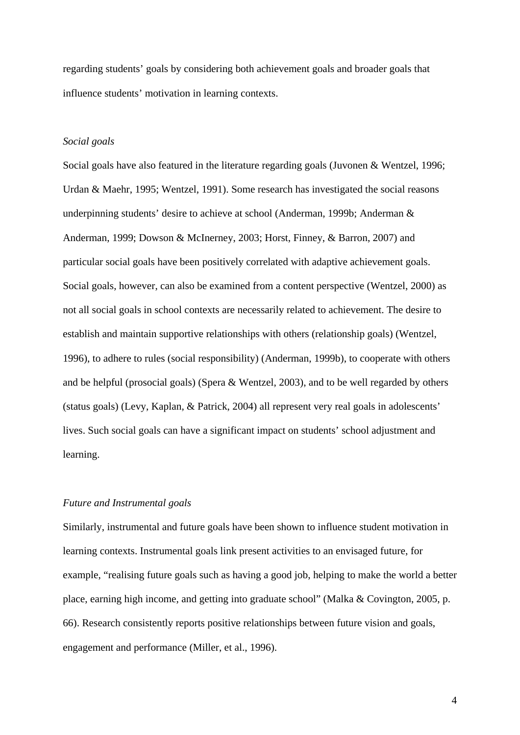regarding students' goals by considering both achievement goals and broader goals that influence students' motivation in learning contexts.

### *Social goals*

Social goals have also featured in the literature regarding goals (Juvonen & Wentzel, 1996; Urdan & Maehr, 1995; Wentzel, 1991). Some research has investigated the social reasons underpinning students' desire to achieve at school (Anderman, 1999b; Anderman & Anderman, 1999; Dowson & McInerney, 2003; Horst, Finney, & Barron, 2007) and particular social goals have been positively correlated with adaptive achievement goals. Social goals, however, can also be examined from a content perspective (Wentzel, 2000) as not all social goals in school contexts are necessarily related to achievement. The desire to establish and maintain supportive relationships with others (relationship goals) (Wentzel, 1996), to adhere to rules (social responsibility) (Anderman, 1999b), to cooperate with others and be helpful (prosocial goals) (Spera & Wentzel, 2003), and to be well regarded by others (status goals) (Levy, Kaplan, & Patrick, 2004) all represent very real goals in adolescents' lives. Such social goals can have a significant impact on students' school adjustment and learning.

### *Future and Instrumental goals*

Similarly, instrumental and future goals have been shown to influence student motivation in learning contexts. Instrumental goals link present activities to an envisaged future, for example, "realising future goals such as having a good job, helping to make the world a better place, earning high income, and getting into graduate school" (Malka & Covington, 2005, p. 66). Research consistently reports positive relationships between future vision and goals, engagement and performance (Miller, et al., 1996).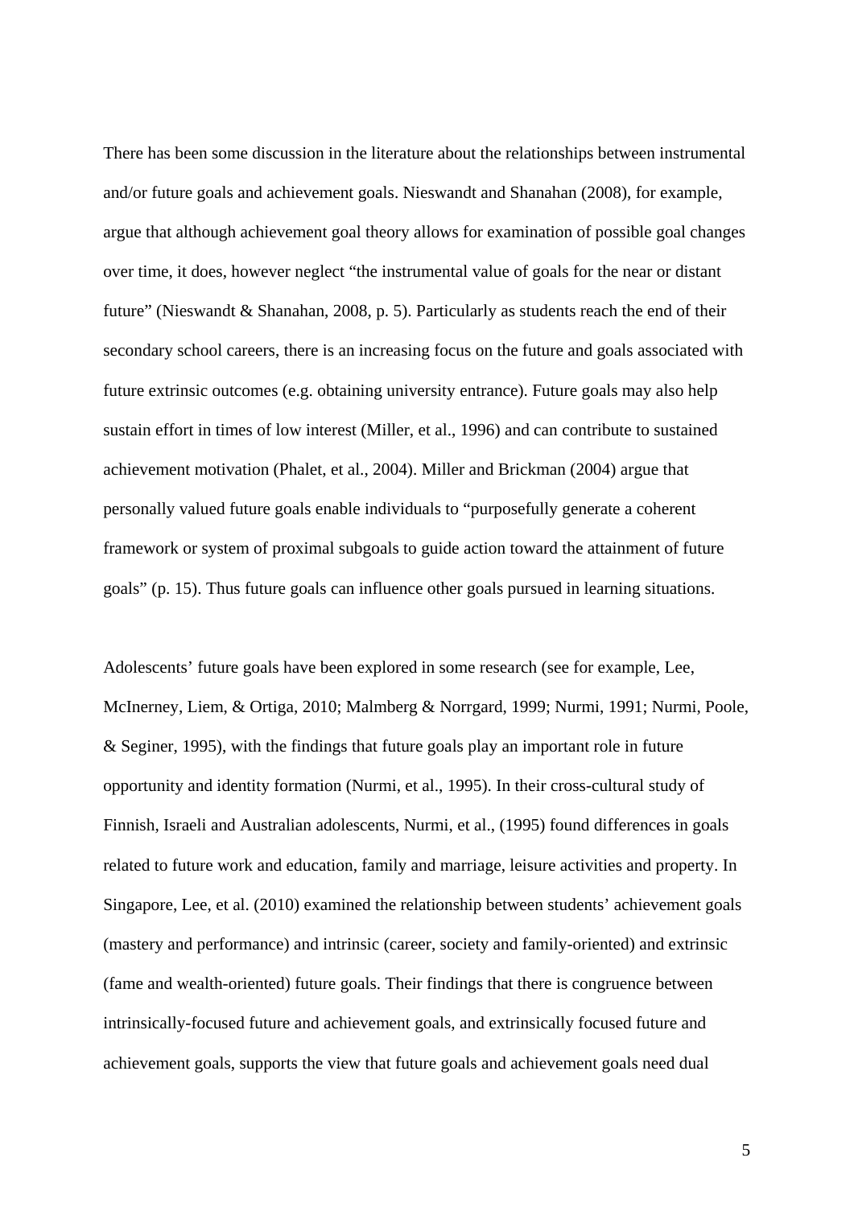There has been some discussion in the literature about the relationships between instrumental and/or future goals and achievement goals. Nieswandt and Shanahan (2008), for example, argue that although achievement goal theory allows for examination of possible goal changes over time, it does, however neglect "the instrumental value of goals for the near or distant future" (Nieswandt & Shanahan, 2008, p. 5). Particularly as students reach the end of their secondary school careers, there is an increasing focus on the future and goals associated with future extrinsic outcomes (e.g. obtaining university entrance). Future goals may also help sustain effort in times of low interest (Miller, et al., 1996) and can contribute to sustained achievement motivation (Phalet, et al., 2004). Miller and Brickman (2004) argue that personally valued future goals enable individuals to "purposefully generate a coherent framework or system of proximal subgoals to guide action toward the attainment of future goals" (p. 15). Thus future goals can influence other goals pursued in learning situations.

Adolescents' future goals have been explored in some research (see for example, Lee, McInerney, Liem, & Ortiga, 2010; Malmberg & Norrgard, 1999; Nurmi, 1991; Nurmi, Poole, & Seginer, 1995), with the findings that future goals play an important role in future opportunity and identity formation (Nurmi, et al., 1995). In their cross-cultural study of Finnish, Israeli and Australian adolescents, Nurmi, et al., (1995) found differences in goals related to future work and education, family and marriage, leisure activities and property. In Singapore, Lee, et al. (2010) examined the relationship between students' achievement goals (mastery and performance) and intrinsic (career, society and family-oriented) and extrinsic (fame and wealth-oriented) future goals. Their findings that there is congruence between intrinsically-focused future and achievement goals, and extrinsically focused future and achievement goals, supports the view that future goals and achievement goals need dual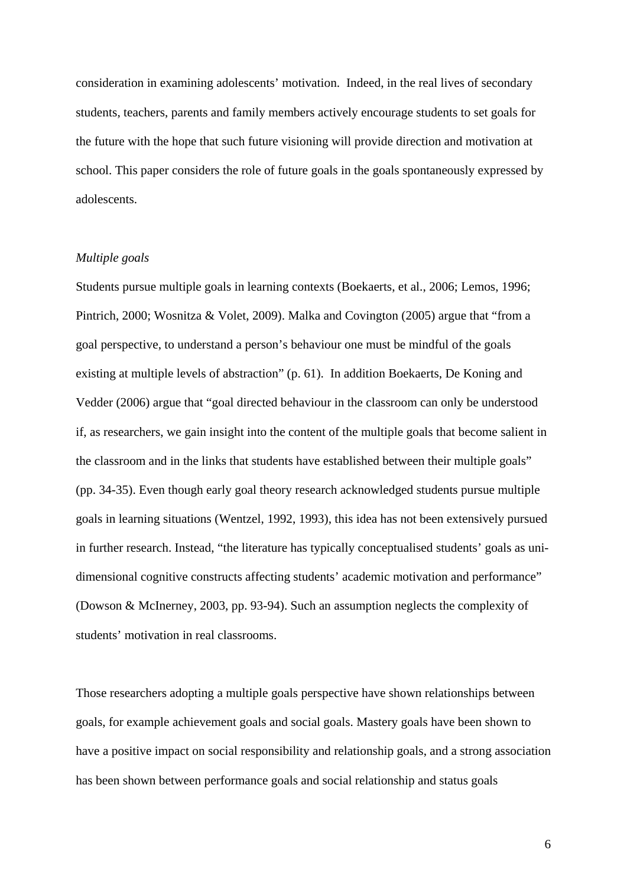consideration in examining adolescents' motivation. Indeed, in the real lives of secondary students, teachers, parents and family members actively encourage students to set goals for the future with the hope that such future visioning will provide direction and motivation at school. This paper considers the role of future goals in the goals spontaneously expressed by adolescents.

### *Multiple goals*

Students pursue multiple goals in learning contexts (Boekaerts, et al., 2006; Lemos, 1996; Pintrich, 2000; Wosnitza & Volet, 2009). Malka and Covington (2005) argue that "from a goal perspective, to understand a person's behaviour one must be mindful of the goals existing at multiple levels of abstraction" (p. 61). In addition Boekaerts, De Koning and Vedder (2006) argue that "goal directed behaviour in the classroom can only be understood if, as researchers, we gain insight into the content of the multiple goals that become salient in the classroom and in the links that students have established between their multiple goals" (pp. 34-35). Even though early goal theory research acknowledged students pursue multiple goals in learning situations (Wentzel, 1992, 1993), this idea has not been extensively pursued in further research. Instead, "the literature has typically conceptualised students' goals as uni-dimensional cognitive constructs affecting students' academic motivation and performance" (Dowson & McInerney, 2003, pp. 93-94). Such an assumption neglects the complexity of students' motivation in real classrooms.

Those researchers adopting a multiple goals perspective have shown relationships between goals, for example achievement goals and social goals. Mastery goals have been shown to have a positive impact on social responsibility and relationship goals, and a strong association has been shown between performance goals and social relationship and status goals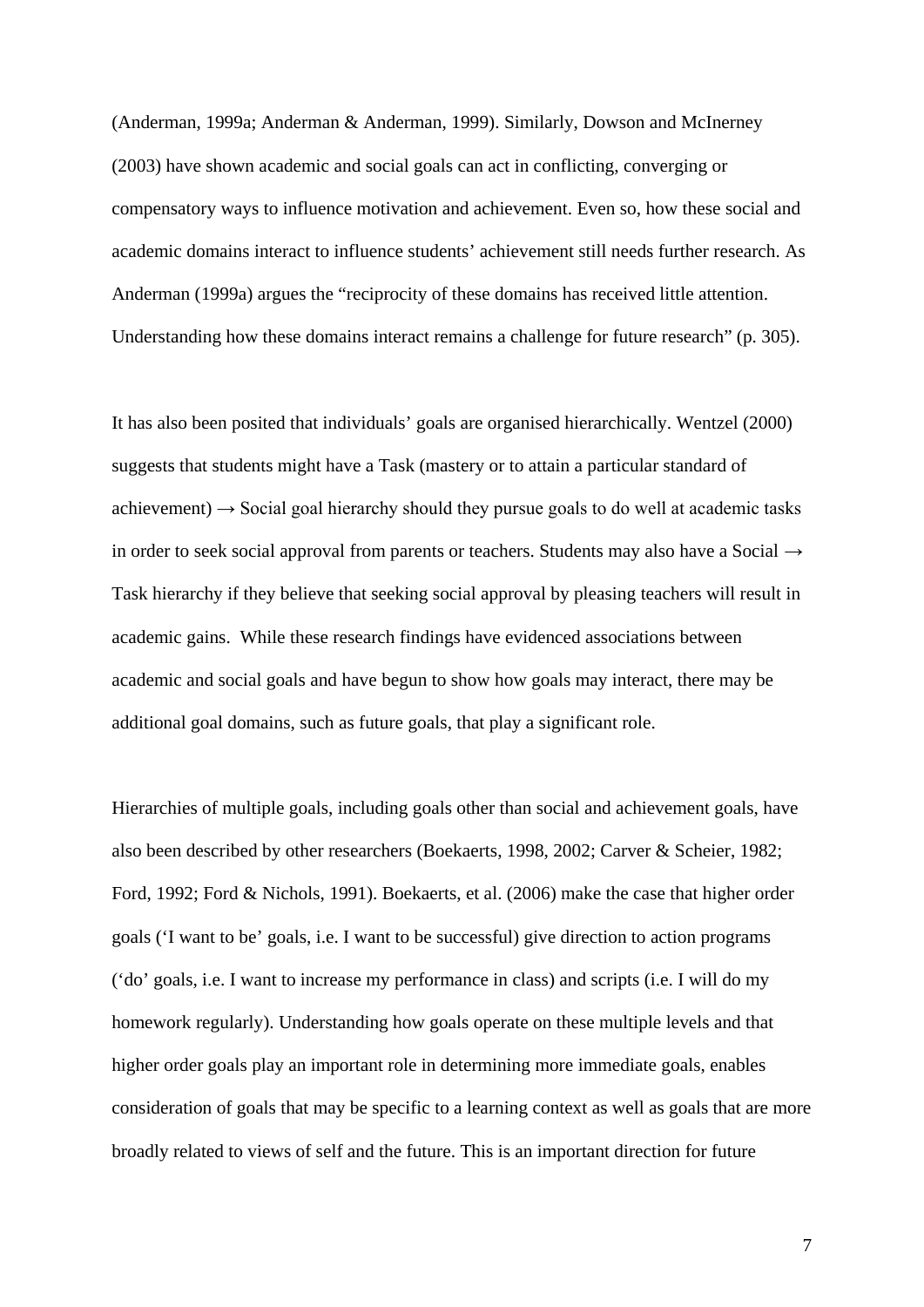(Anderman, 1999a; Anderman & Anderman, 1999). Similarly, Dowson and McInerney (2003) have shown academic and social goals can act in conflicting, converging or compensatory ways to influence motivation and achievement. Even so, how these social and academic domains interact to influence students' achievement still needs further research. As Anderman (1999a) argues the "reciprocity of these domains has received little attention. Understanding how these domains interact remains a challenge for future research" (p. 305).

It has also been posited that individuals' goals are organised hierarchically. Wentzel (2000) suggests that students might have a Task (mastery or to attain a particular standard of achievement) → Social goal hierarchy should they pursue goals to do well at academic tasks in order to seek social approval from parents or teachers. Students may also have a Social → Task hierarchy if they believe that seeking social approval by pleasing teachers will result in academic gains. While these research findings have evidenced associations between academic and social goals and have begun to show how goals may interact, there may be additional goal domains, such as future goals, that play a significant role.

Hierarchies of multiple goals, including goals other than social and achievement goals, have also been described by other researchers (Boekaerts, 1998, 2002; Carver & Scheier, 1982; Ford, 1992; Ford & Nichols, 1991). Boekaerts, et al. (2006) make the case that higher order goals ('I want to be' goals, i.e. I want to be successful) give direction to action programs ('do' goals, i.e. I want to increase my performance in class) and scripts (i.e. I will do my homework regularly). Understanding how goals operate on these multiple levels and that higher order goals play an important role in determining more immediate goals, enables consideration of goals that may be specific to a learning context as well as goals that are more broadly related to views of self and the future. This is an important direction for future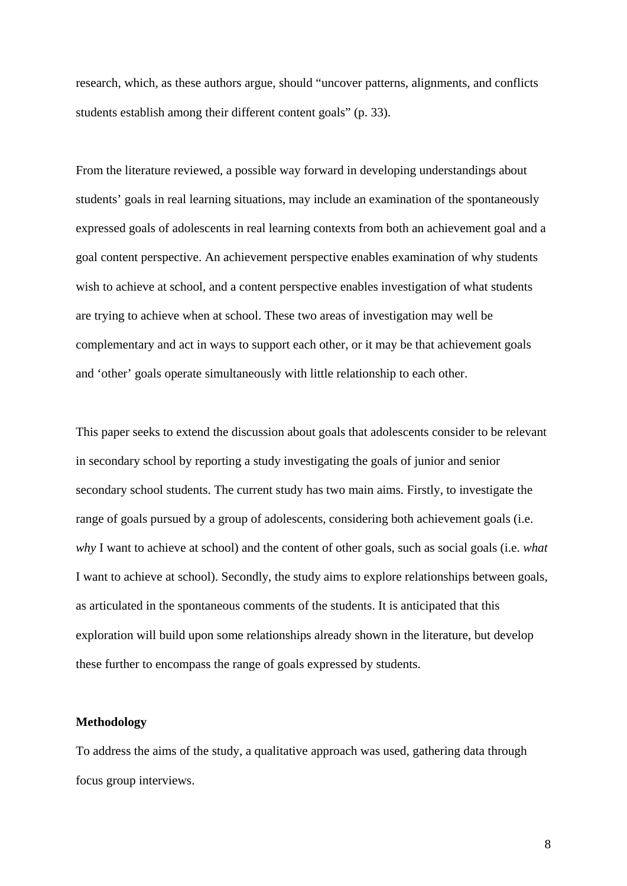research, which, as these authors argue, should “uncover patterns, alignments, and conflicts students establish among their different content goals” (p. 33).

From the literature reviewed, a possible way forward in developing understandings about students’ goals in real learning situations, may include an examination of the spontaneously expressed goals of adolescents in real learning contexts from both an achievement goal and a goal content perspective. An achievement perspective enables examination of why students wish to achieve at school, and a content perspective enables investigation of what students are trying to achieve when at school. These two areas of investigation may well be complementary and act in ways to support each other, or it may be that achievement goals and ‘other’ goals operate simultaneously with little relationship to each other.

This paper seeks to extend the discussion about goals that adolescents consider to be relevant in secondary school by reporting a study investigating the goals of junior and senior secondary school students. The current study has two main aims. Firstly, to investigate the range of goals pursued by a group of adolescents, considering both achievement goals (i.e. *why* I want to achieve at school) and the content of other goals, such as social goals (i.e. *what* I want to achieve at school). Secondly, the study aims to explore relationships between goals, as articulated in the spontaneous comments of the students. It is anticipated that this exploration will build upon some relationships already shown in the literature, but develop these further to encompass the range of goals expressed by students.

**Methodology**

To address the aims of the study, a qualitative approach was used, gathering data through focus group interviews.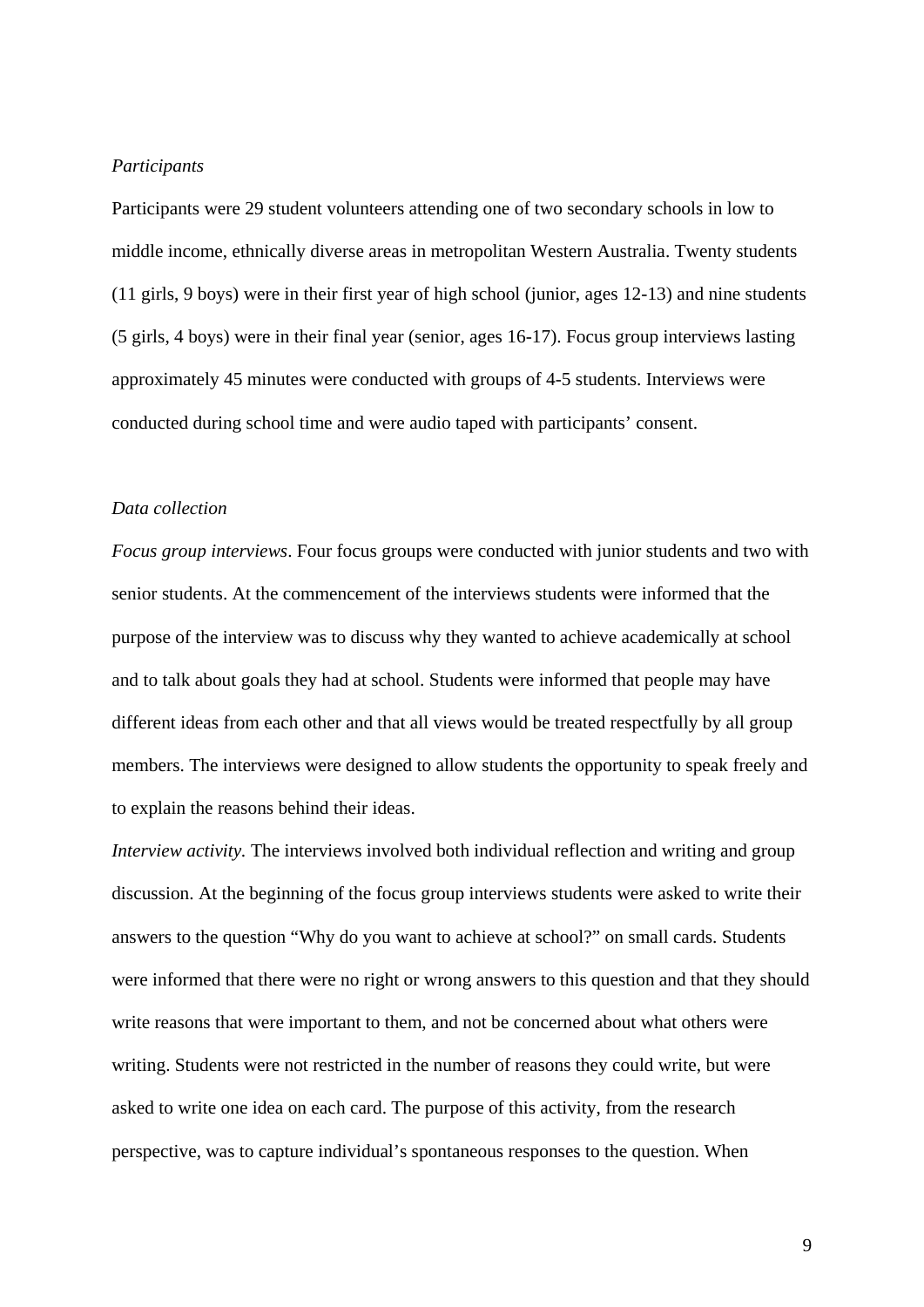*Participants*

Participants were 29 student volunteers attending one of two secondary schools in low to middle income, ethnically diverse areas in metropolitan Western Australia. Twenty students (11 girls, 9 boys) were in their first year of high school (junior, ages 12-13) and nine students (5 girls, 4 boys) were in their final year (senior, ages 16-17). Focus group interviews lasting approximately 45 minutes were conducted with groups of 4-5 students. Interviews were conducted during school time and were audio taped with participants' consent.

*Data collection*

*Focus group interviews*. Four focus groups were conducted with junior students and two with senior students. At the commencement of the interviews students were informed that the purpose of the interview was to discuss why they wanted to achieve academically at school and to talk about goals they had at school. Students were informed that people may have different ideas from each other and that all views would be treated respectfully by all group members. The interviews were designed to allow students the opportunity to speak freely and to explain the reasons behind their ideas.

*Interview activity.* The interviews involved both individual reflection and writing and group discussion. At the beginning of the focus group interviews students were asked to write their answers to the question "Why do you want to achieve at school?" on small cards. Students were informed that there were no right or wrong answers to this question and that they should write reasons that were important to them, and not be concerned about what others were writing. Students were not restricted in the number of reasons they could write, but were asked to write one idea on each card. The purpose of this activity, from the research perspective, was to capture individual's spontaneous responses to the question. When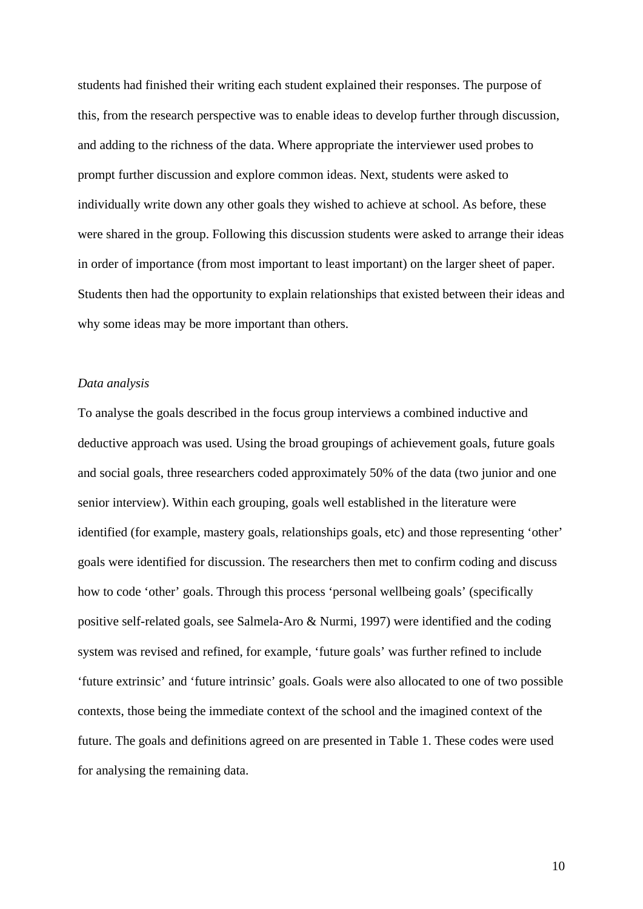students had finished their writing each student explained their responses. The purpose of this, from the research perspective was to enable ideas to develop further through discussion, and adding to the richness of the data. Where appropriate the interviewer used probes to prompt further discussion and explore common ideas. Next, students were asked to individually write down any other goals they wished to achieve at school. As before, these were shared in the group. Following this discussion students were asked to arrange their ideas in order of importance (from most important to least important) on the larger sheet of paper. Students then had the opportunity to explain relationships that existed between their ideas and why some ideas may be more important than others.

*Data analysis*

To analyse the goals described in the focus group interviews a combined inductive and deductive approach was used. Using the broad groupings of achievement goals, future goals and social goals, three researchers coded approximately 50% of the data (two junior and one senior interview). Within each grouping, goals well established in the literature were identified (for example, mastery goals, relationships goals, etc) and those representing 'other' goals were identified for discussion. The researchers then met to confirm coding and discuss how to code 'other' goals. Through this process 'personal wellbeing goals' (specifically positive self-related goals, see Salmela-Aro & Nurmi, 1997) were identified and the coding system was revised and refined, for example, 'future goals' was further refined to include 'future extrinsic' and 'future intrinsic' goals. Goals were also allocated to one of two possible contexts, those being the immediate context of the school and the imagined context of the future. The goals and definitions agreed on are presented in Table 1. These codes were used for analysing the remaining data.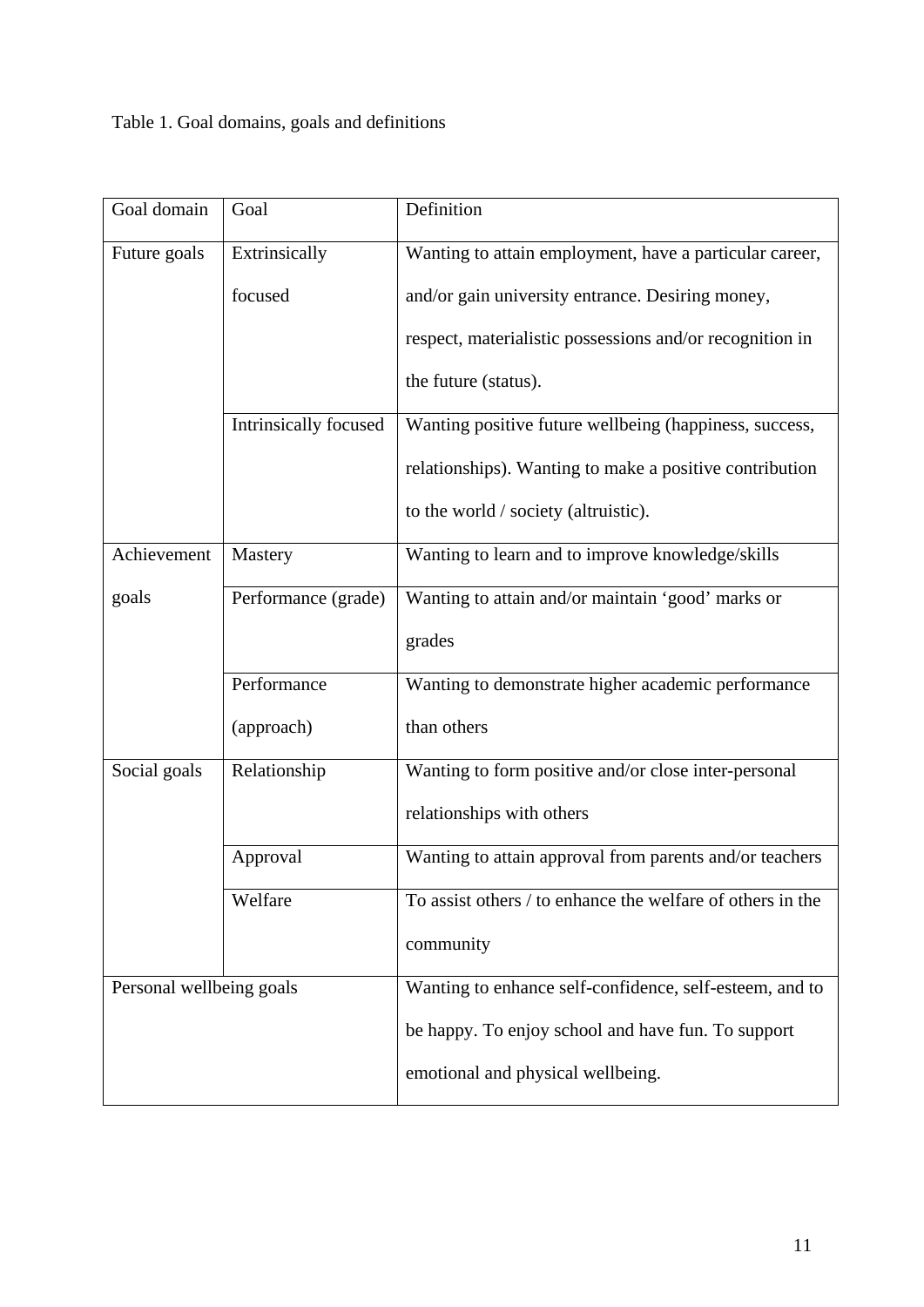Table 1. Goal domains, goals and definitions

| Goal domain | Goal | Definition |
|---|---|---|
| Future goals | Extrinsically focused | Wanting to attain employment, have a particular career, and/or gain university entrance. Desiring money, respect, materialistic possessions and/or recognition in the future (status). |
| | Intrinsically focused | Wanting positive future wellbeing (happiness, success, relationships). Wanting to make a positive contribution to the world / society (altruistic). |
| Achievement goals | Mastery | Wanting to learn and to improve knowledge/skills |
| | Performance (grade) | Wanting to attain and/or maintain 'good' marks or grades |
| | Performance (approach) | Wanting to demonstrate higher academic performance than others |
| Social goals | Relationship | Wanting to form positive and/or close inter-personal relationships with others |
| | Approval | Wanting to attain approval from parents and/or teachers |
| | Welfare | To assist others / to enhance the welfare of others in the community |
| Personal wellbeing goals | | Wanting to enhance self-confidence, self-esteem, and to be happy. To enjoy school and have fun. To support emotional and physical wellbeing. |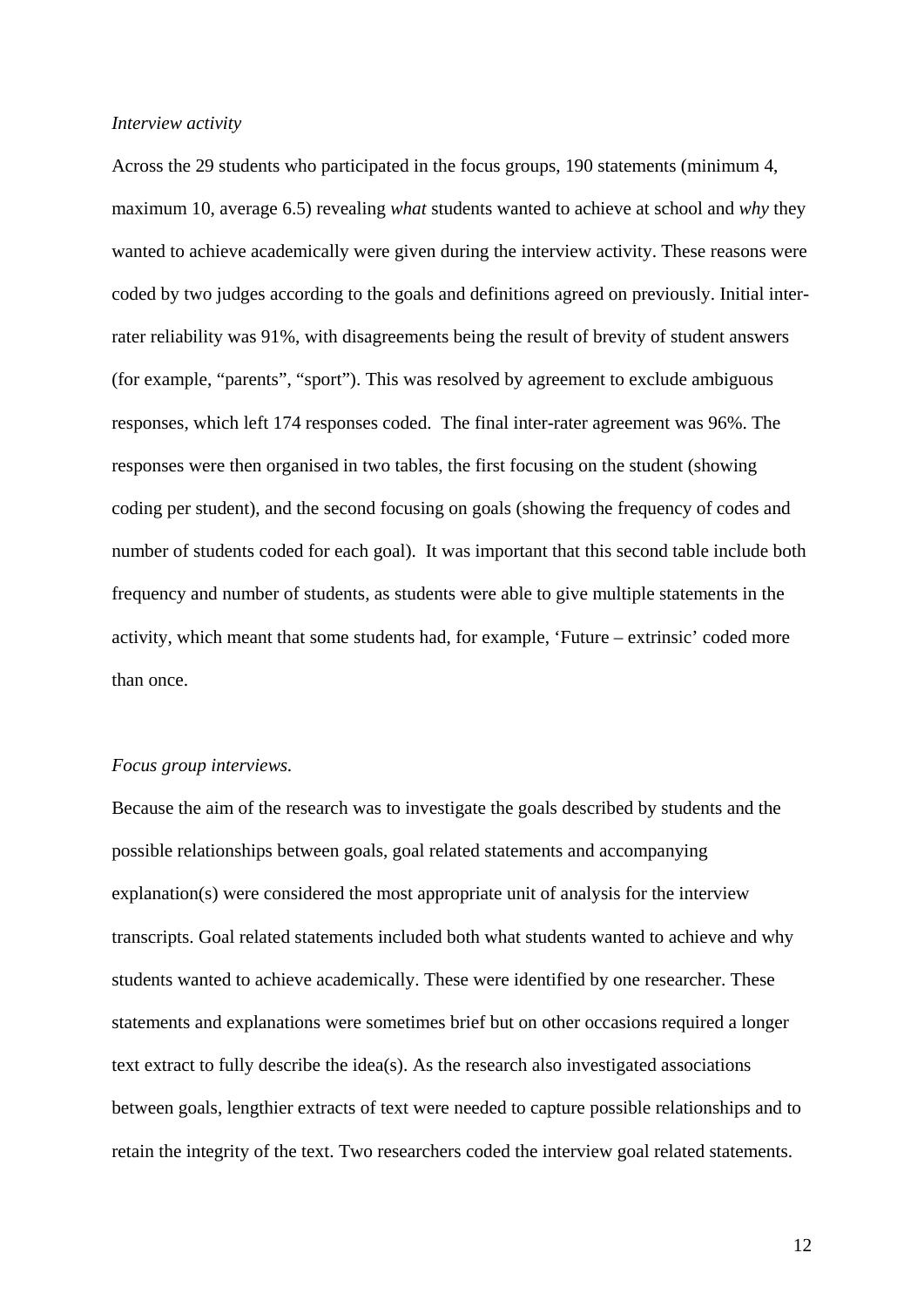*Interview activity*

Across the 29 students who participated in the focus groups, 190 statements (minimum 4, maximum 10, average 6.5) revealing *what* students wanted to achieve at school and *why* they wanted to achieve academically were given during the interview activity. These reasons were coded by two judges according to the goals and definitions agreed on previously. Initial inter-rater reliability was 91%, with disagreements being the result of brevity of student answers (for example, "parents", "sport"). This was resolved by agreement to exclude ambiguous responses, which left 174 responses coded. The final inter-rater agreement was 96%. The responses were then organised in two tables, the first focusing on the student (showing coding per student), and the second focusing on goals (showing the frequency of codes and number of students coded for each goal). It was important that this second table include both frequency and number of students, as students were able to give multiple statements in the activity, which meant that some students had, for example, 'Future – extrinsic' coded more than once.

*Focus group interviews.*

Because the aim of the research was to investigate the goals described by students and the possible relationships between goals, goal related statements and accompanying explanation(s) were considered the most appropriate unit of analysis for the interview transcripts. Goal related statements included both what students wanted to achieve and why students wanted to achieve academically. These were identified by one researcher. These statements and explanations were sometimes brief but on other occasions required a longer text extract to fully describe the idea(s). As the research also investigated associations between goals, lengthier extracts of text were needed to capture possible relationships and to retain the integrity of the text. Two researchers coded the interview goal related statements.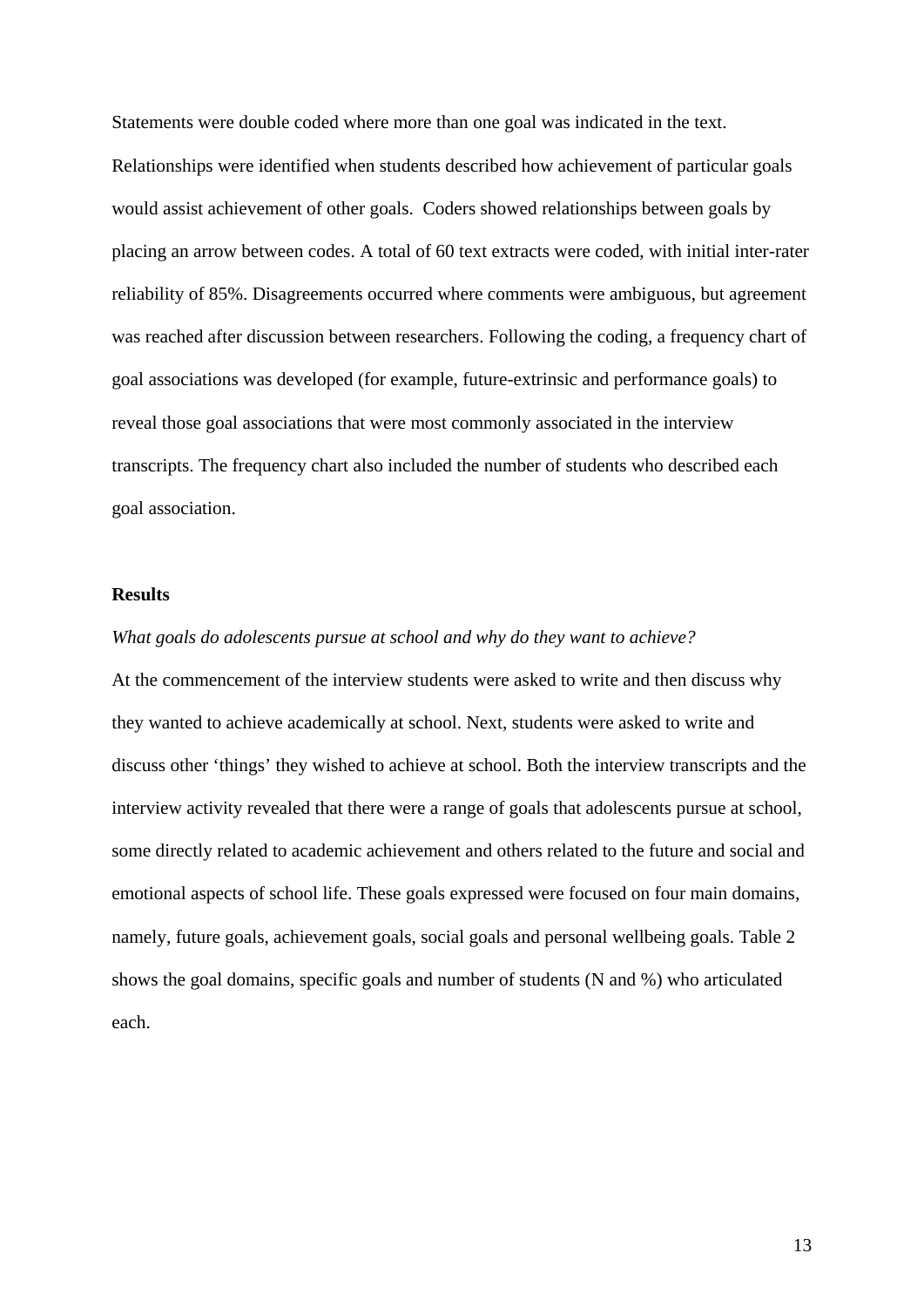Statements were double coded where more than one goal was indicated in the text. Relationships were identified when students described how achievement of particular goals would assist achievement of other goals. Coders showed relationships between goals by placing an arrow between codes. A total of 60 text extracts were coded, with initial inter-rater reliability of 85%. Disagreements occurred where comments were ambiguous, but agreement was reached after discussion between researchers. Following the coding, a frequency chart of goal associations was developed (for example, future-extrinsic and performance goals) to reveal those goal associations that were most commonly associated in the interview transcripts. The frequency chart also included the number of students who described each goal association.

## Results

*What goals do adolescents pursue at school and why do they want to achieve?*

At the commencement of the interview students were asked to write and then discuss why they wanted to achieve academically at school. Next, students were asked to write and discuss other 'things' they wished to achieve at school. Both the interview transcripts and the interview activity revealed that there were a range of goals that adolescents pursue at school, some directly related to academic achievement and others related to the future and social and emotional aspects of school life. These goals expressed were focused on four main domains, namely, future goals, achievement goals, social goals and personal wellbeing goals. Table 2 shows the goal domains, specific goals and number of students (N and %) who articulated each.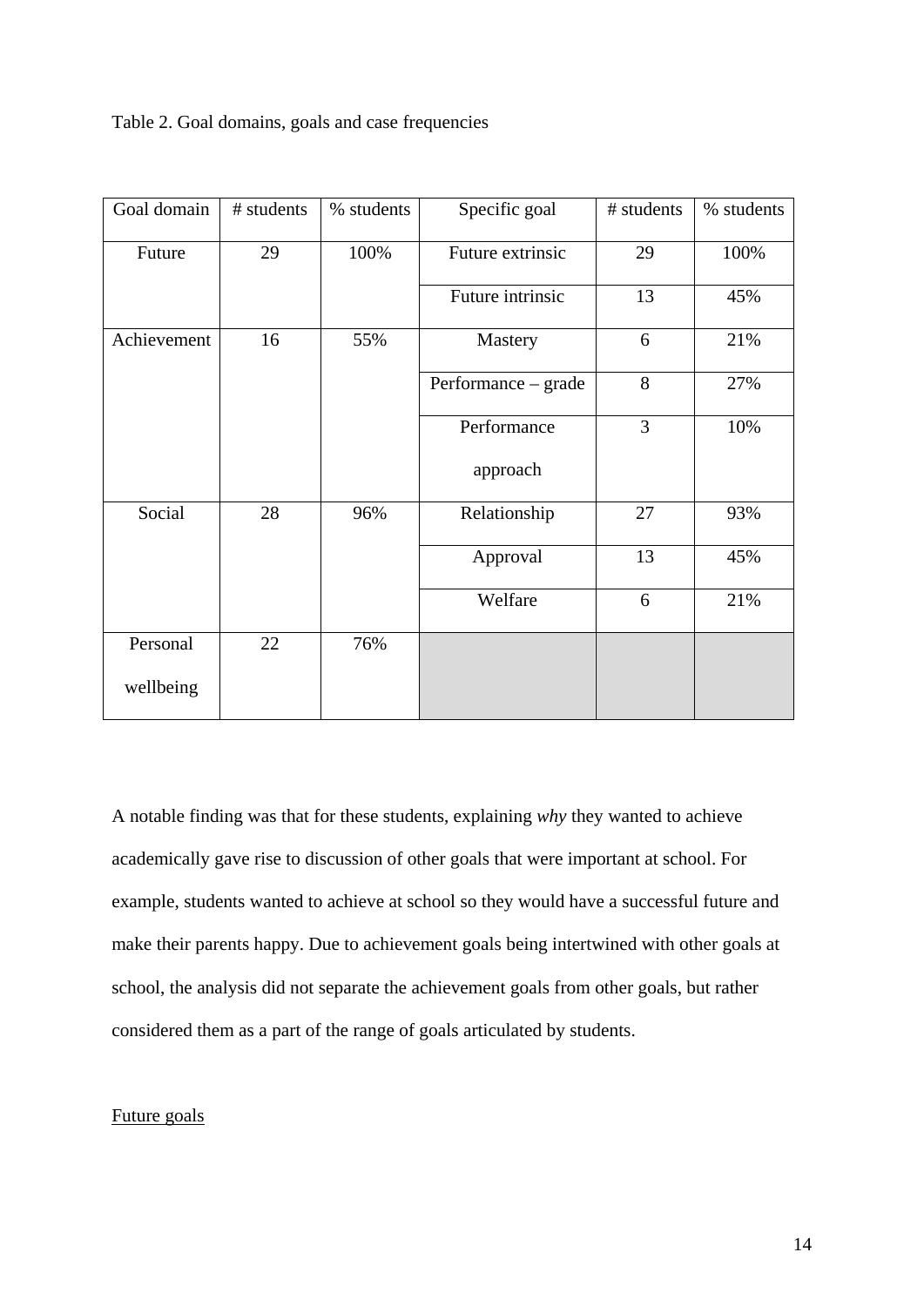Table 2. Goal domains, goals and case frequencies

| Goal domain | # students | % students | Specific goal | # students | % students |
|---|---|---|---|---|---|
| Future | 29 | 100% | Future extrinsic | 29 | 100% |
| | | | Future intrinsic | 13 | 45% |
| Achievement | 16 | 55% | Mastery | 6 | 21% |
| | | | Performance – grade | 8 | 27% |
| | | | Performance approach | 3 | 10% |
| Social | 28 | 96% | Relationship | 27 | 93% |
| | | | Approval | 13 | 45% |
| | | | Welfare | 6 | 21% |
| Personal wellbeing | 22 | 76% | | | |

A notable finding was that for these students, explaining *why* they wanted to achieve academically gave rise to discussion of other goals that were important at school. For example, students wanted to achieve at school so they would have a successful future and make their parents happy. Due to achievement goals being intertwined with other goals at school, the analysis did not separate the achievement goals from other goals, but rather considered them as a part of the range of goals articulated by students.

## Future goals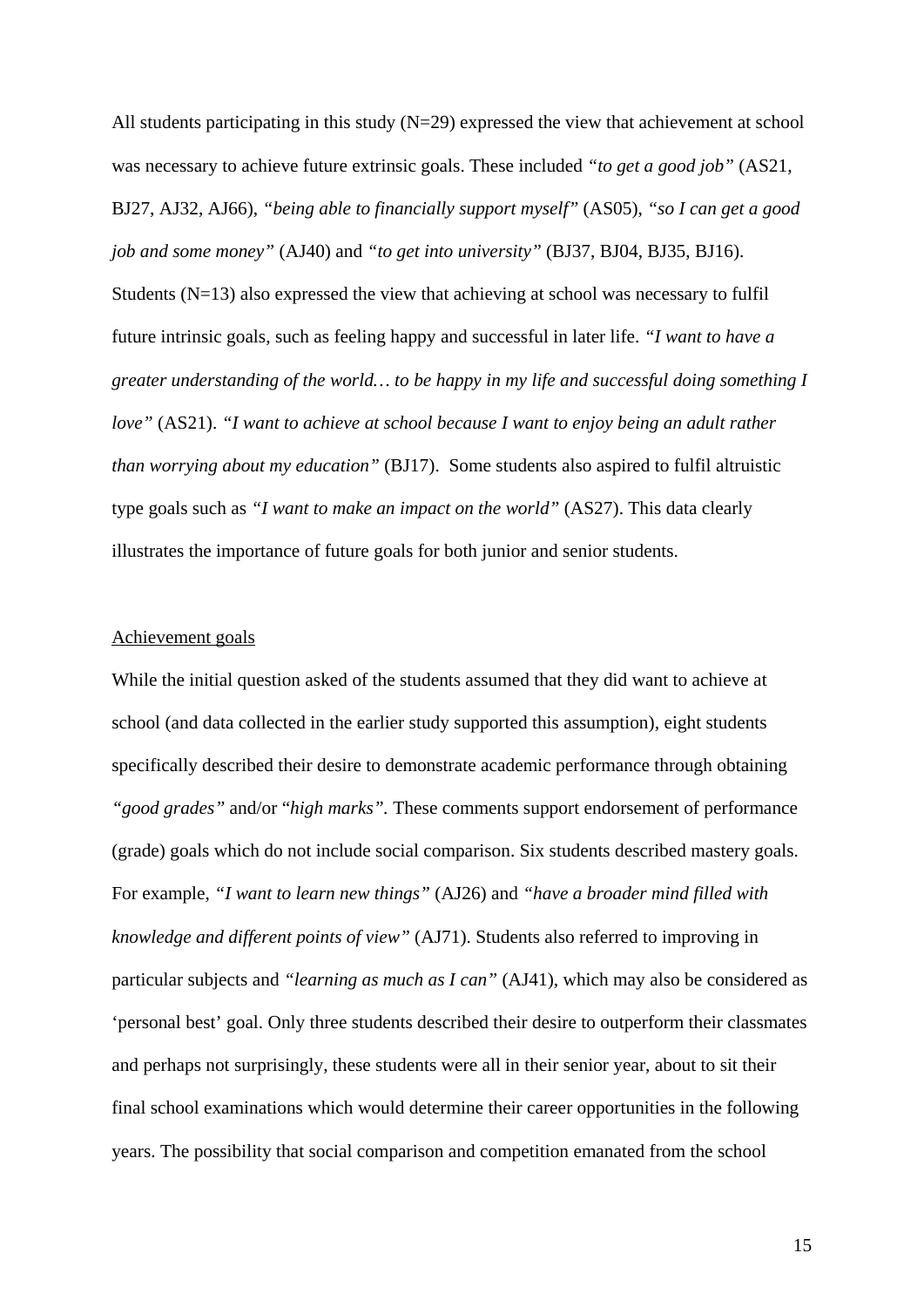All students participating in this study (N=29) expressed the view that achievement at school was necessary to achieve future extrinsic goals. These included *"to get a good job"* (AS21, BJ27, AJ32, AJ66), *"being able to financially support myself"* (AS05), *"so I can get a good job and some money"* (AJ40) and *"to get into university"* (BJ37, BJ04, BJ35, BJ16). Students (N=13) also expressed the view that achieving at school was necessary to fulfil future intrinsic goals, such as feeling happy and successful in later life. *"I want to have a greater understanding of the world… to be happy in my life and successful doing something I love"* (AS21). *"I want to achieve at school because I want to enjoy being an adult rather than worrying about my education"* (BJ17). Some students also aspired to fulfil altruistic type goals such as *"I want to make an impact on the world"* (AS27). This data clearly illustrates the importance of future goals for both junior and senior students.

<u>Achievement goals</u>

While the initial question asked of the students assumed that they did want to achieve at school (and data collected in the earlier study supported this assumption), eight students specifically described their desire to demonstrate academic performance through obtaining *"good grades"* and/or "*high marks"*. These comments support endorsement of performance (grade) goals which do not include social comparison. Six students described mastery goals. For example, *"I want to learn new things"* (AJ26) and *"have a broader mind filled with knowledge and different points of view"* (AJ71). Students also referred to improving in particular subjects and *"learning as much as I can"* (AJ41), which may also be considered as 'personal best' goal. Only three students described their desire to outperform their classmates and perhaps not surprisingly, these students were all in their senior year, about to sit their final school examinations which would determine their career opportunities in the following years. The possibility that social comparison and competition emanated from the school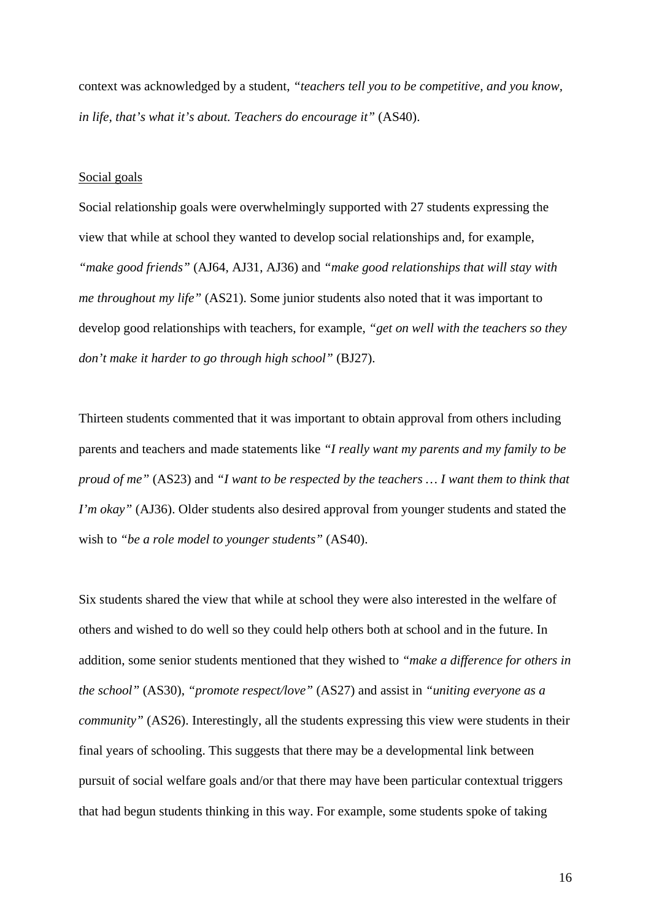context was acknowledged by a student, *"teachers tell you to be competitive, and you know, in life, that's what it's about. Teachers do encourage it"* (AS40).

Social goals

Social relationship goals were overwhelmingly supported with 27 students expressing the view that while at school they wanted to develop social relationships and, for example, *"make good friends"* (AJ64, AJ31, AJ36) and *"make good relationships that will stay with me throughout my life"* (AS21). Some junior students also noted that it was important to develop good relationships with teachers, for example, *"get on well with the teachers so they don't make it harder to go through high school"* (BJ27).

Thirteen students commented that it was important to obtain approval from others including parents and teachers and made statements like *"I really want my parents and my family to be proud of me"* (AS23) and *"I want to be respected by the teachers … I want them to think that I'm okay"* (AJ36). Older students also desired approval from younger students and stated the wish to *"be a role model to younger students"* (AS40).

Six students shared the view that while at school they were also interested in the welfare of others and wished to do well so they could help others both at school and in the future. In addition, some senior students mentioned that they wished to *"make a difference for others in the school"* (AS30), *"promote respect/love"* (AS27) and assist in *"uniting everyone as a community"* (AS26). Interestingly, all the students expressing this view were students in their final years of schooling. This suggests that there may be a developmental link between pursuit of social welfare goals and/or that there may have been particular contextual triggers that had begun students thinking in this way. For example, some students spoke of taking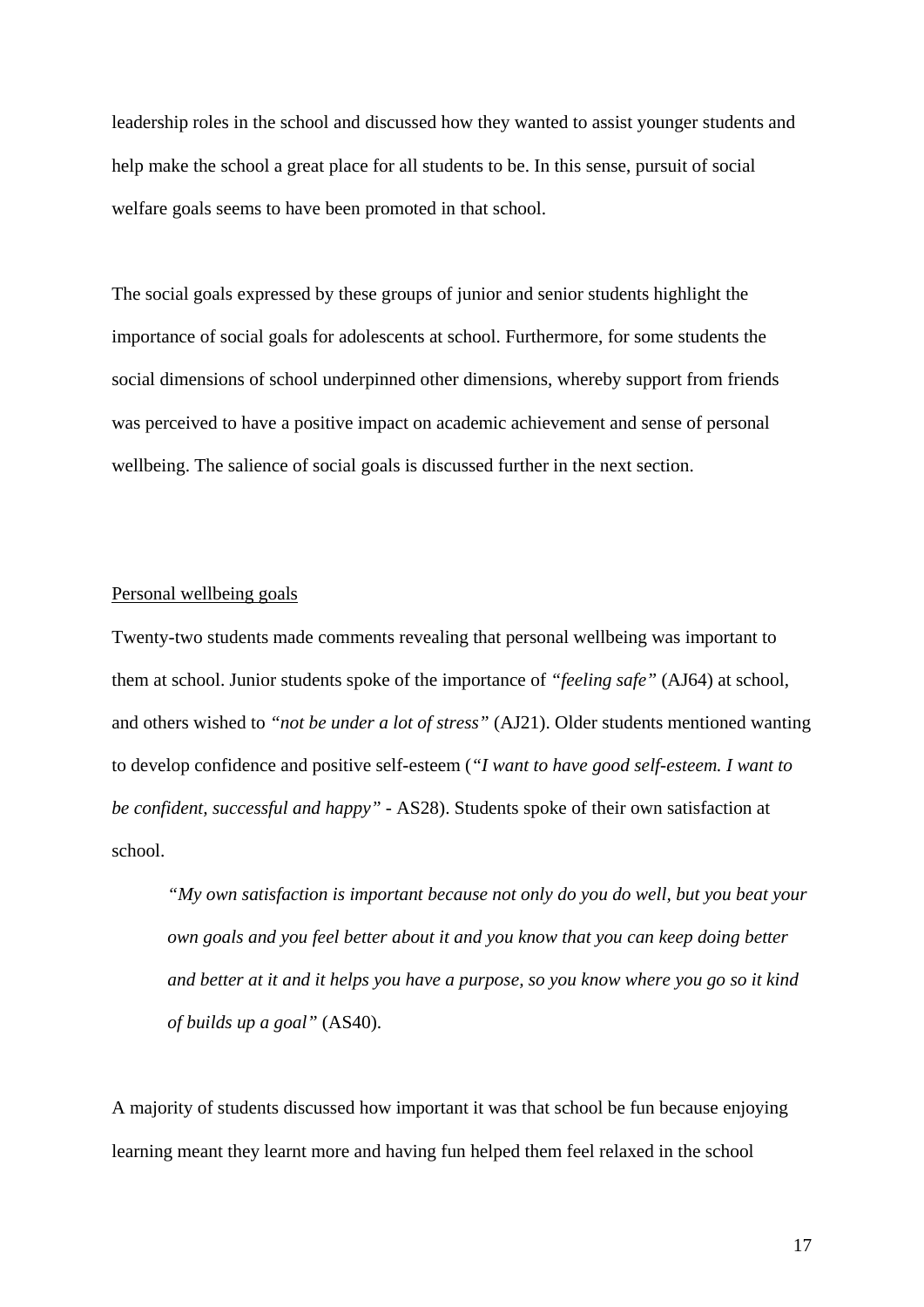leadership roles in the school and discussed how they wanted to assist younger students and help make the school a great place for all students to be. In this sense, pursuit of social welfare goals seems to have been promoted in that school.

The social goals expressed by these groups of junior and senior students highlight the importance of social goals for adolescents at school. Furthermore, for some students the social dimensions of school underpinned other dimensions, whereby support from friends was perceived to have a positive impact on academic achievement and sense of personal wellbeing. The salience of social goals is discussed further in the next section.

### Personal wellbeing goals

Twenty-two students made comments revealing that personal wellbeing was important to them at school. Junior students spoke of the importance of *"feeling safe"* (AJ64) at school, and others wished to *"not be under a lot of stress"* (AJ21). Older students mentioned wanting to develop confidence and positive self-esteem (*"I want to have good self-esteem. I want to be confident, successful and happy"* - AS28). Students spoke of their own satisfaction at school.

> *"My own satisfaction is important because not only do you do well, but you beat your own goals and you feel better about it and you know that you can keep doing better and better at it and it helps you have a purpose, so you know where you go so it kind of builds up a goal"* (AS40).

A majority of students discussed how important it was that school be fun because enjoying learning meant they learnt more and having fun helped them feel relaxed in the school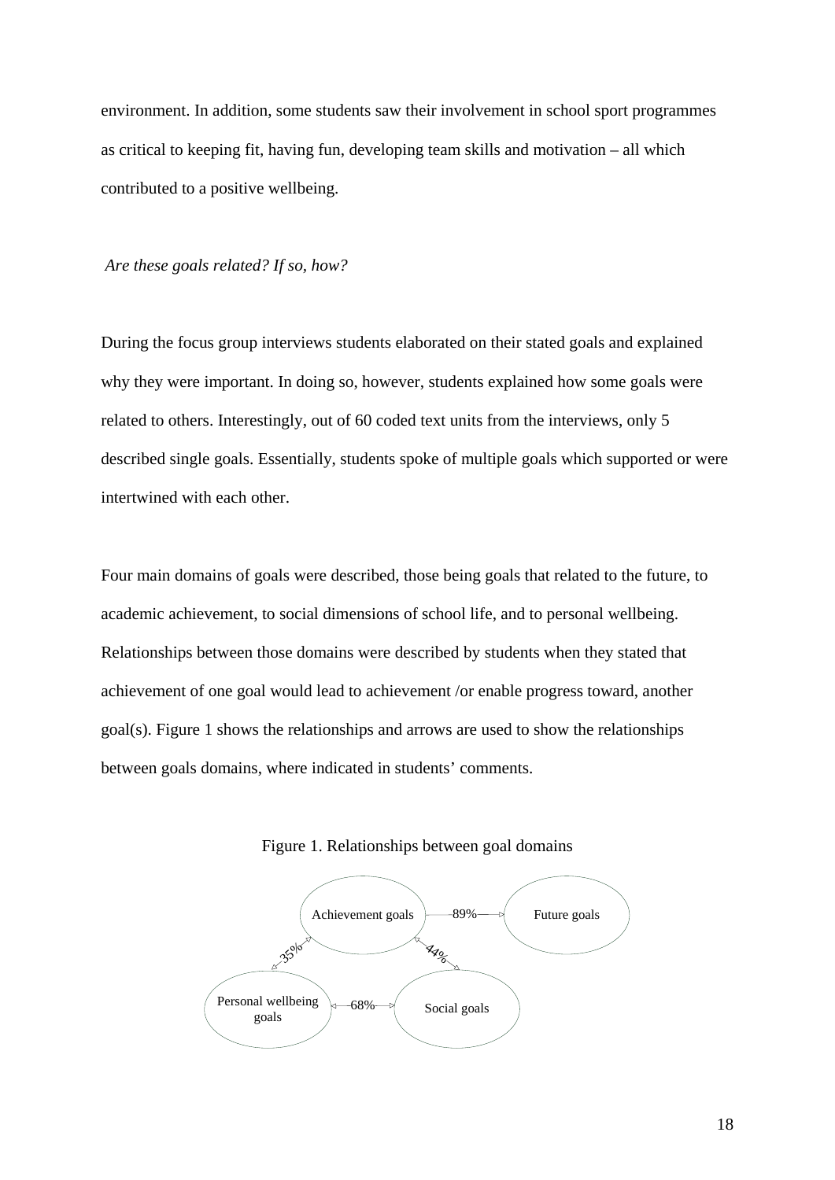environment. In addition, some students saw their involvement in school sport programmes as critical to keeping fit, having fun, developing team skills and motivation – all which contributed to a positive wellbeing.

*Are these goals related? If so, how?*

During the focus group interviews students elaborated on their stated goals and explained why they were important. In doing so, however, students explained how some goals were related to others. Interestingly, out of 60 coded text units from the interviews, only 5 described single goals. Essentially, students spoke of multiple goals which supported or were intertwined with each other.

Four main domains of goals were described, those being goals that related to the future, to academic achievement, to social dimensions of school life, and to personal wellbeing. Relationships between those domains were described by students when they stated that achievement of one goal would lead to achievement /or enable progress toward, another goal(s). Figure 1 shows the relationships and arrows are used to show the relationships between goals domains, where indicated in students' comments.

Figure 1. Relationships between goal domains

Achievement goals —89%→ Future goals

Achievement goals ↔ 35% ↔ Personal wellbeing goals

Achievement goals ↔ 44% ↔ Social goals

Personal wellbeing goals ↔ 68% ↔ Social goals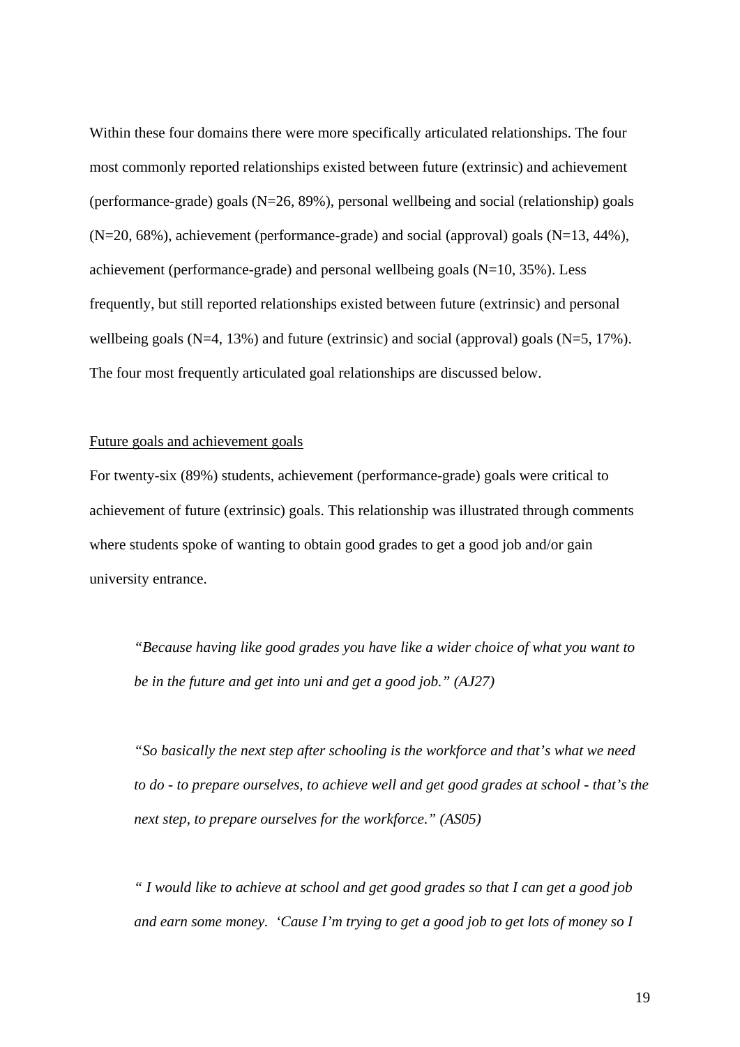Within these four domains there were more specifically articulated relationships. The four most commonly reported relationships existed between future (extrinsic) and achievement (performance-grade) goals (N=26, 89%), personal wellbeing and social (relationship) goals (N=20, 68%), achievement (performance-grade) and social (approval) goals (N=13, 44%), achievement (performance-grade) and personal wellbeing goals (N=10, 35%). Less frequently, but still reported relationships existed between future (extrinsic) and personal wellbeing goals (N=4, 13%) and future (extrinsic) and social (approval) goals (N=5, 17%). The four most frequently articulated goal relationships are discussed below.

<u>Future goals and achievement goals</u>

For twenty-six (89%) students, achievement (performance-grade) goals were critical to achievement of future (extrinsic) goals. This relationship was illustrated through comments where students spoke of wanting to obtain good grades to get a good job and/or gain university entrance.

> *"Because having like good grades you have like a wider choice of what you want to be in the future and get into uni and get a good job." (AJ27)*

> *"So basically the next step after schooling is the workforce and that's what we need to do - to prepare ourselves, to achieve well and get good grades at school - that's the next step, to prepare ourselves for the workforce." (AS05)*

> *" I would like to achieve at school and get good grades so that I can get a good job and earn some money. 'Cause I'm trying to get a good job to get lots of money so I*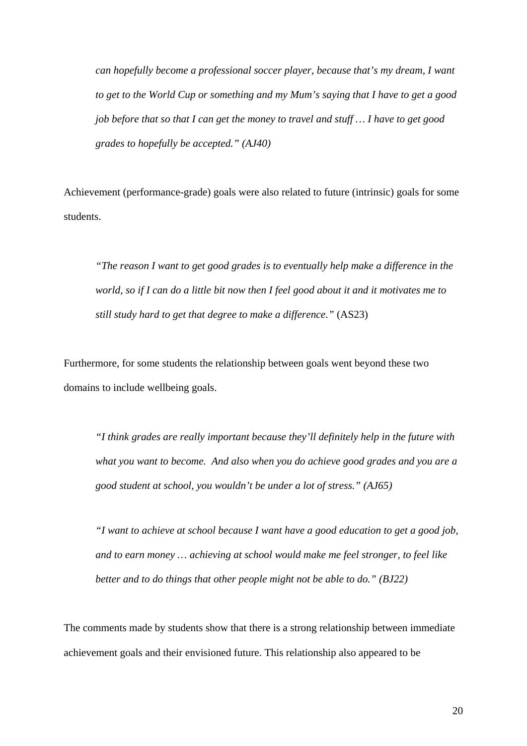> *can hopefully become a professional soccer player, because that's my dream, I want to get to the World Cup or something and my Mum's saying that I have to get a good job before that so that I can get the money to travel and stuff … I have to get good grades to hopefully be accepted." (AJ40)*

Achievement (performance-grade) goals were also related to future (intrinsic) goals for some students.

> *"The reason I want to get good grades is to eventually help make a difference in the world, so if I can do a little bit now then I feel good about it and it motivates me to still study hard to get that degree to make a difference."* (AS23)

Furthermore, for some students the relationship between goals went beyond these two domains to include wellbeing goals.

> *"I think grades are really important because they'll definitely help in the future with what you want to become. And also when you do achieve good grades and you are a good student at school, you wouldn't be under a lot of stress." (AJ65)*

> *"I want to achieve at school because I want have a good education to get a good job, and to earn money … achieving at school would make me feel stronger, to feel like better and to do things that other people might not be able to do." (BJ22)*

The comments made by students show that there is a strong relationship between immediate achievement goals and their envisioned future. This relationship also appeared to be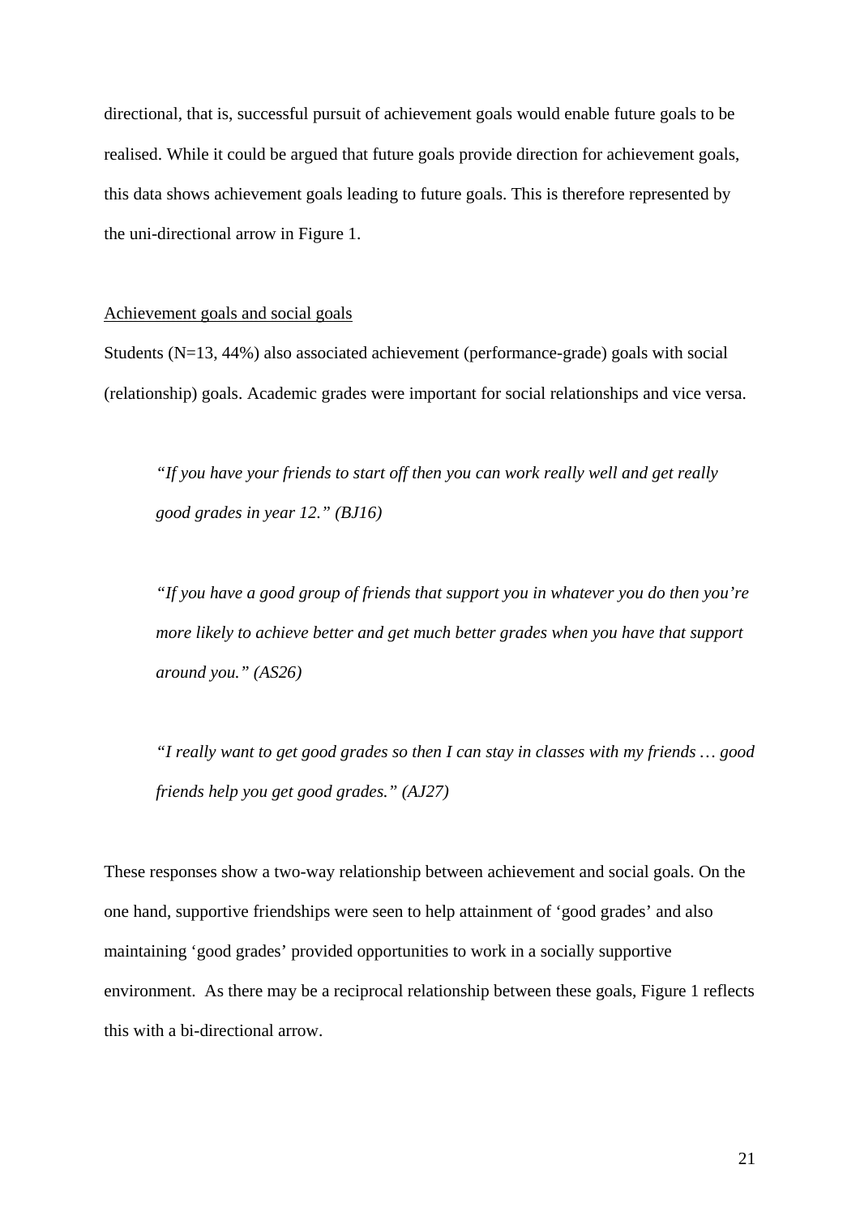directional, that is, successful pursuit of achievement goals would enable future goals to be realised. While it could be argued that future goals provide direction for achievement goals, this data shows achievement goals leading to future goals. This is therefore represented by the uni-directional arrow in Figure 1.

<u>Achievement goals and social goals</u>

Students (N=13, 44%) also associated achievement (performance-grade) goals with social (relationship) goals. Academic grades were important for social relationships and vice versa.

> *"If you have your friends to start off then you can work really well and get really good grades in year 12." (BJ16)*

> *"If you have a good group of friends that support you in whatever you do then you're more likely to achieve better and get much better grades when you have that support around you." (AS26)*

> *"I really want to get good grades so then I can stay in classes with my friends … good friends help you get good grades." (AJ27)*

These responses show a two-way relationship between achievement and social goals. On the one hand, supportive friendships were seen to help attainment of 'good grades' and also maintaining 'good grades' provided opportunities to work in a socially supportive environment. As there may be a reciprocal relationship between these goals, Figure 1 reflects this with a bi-directional arrow.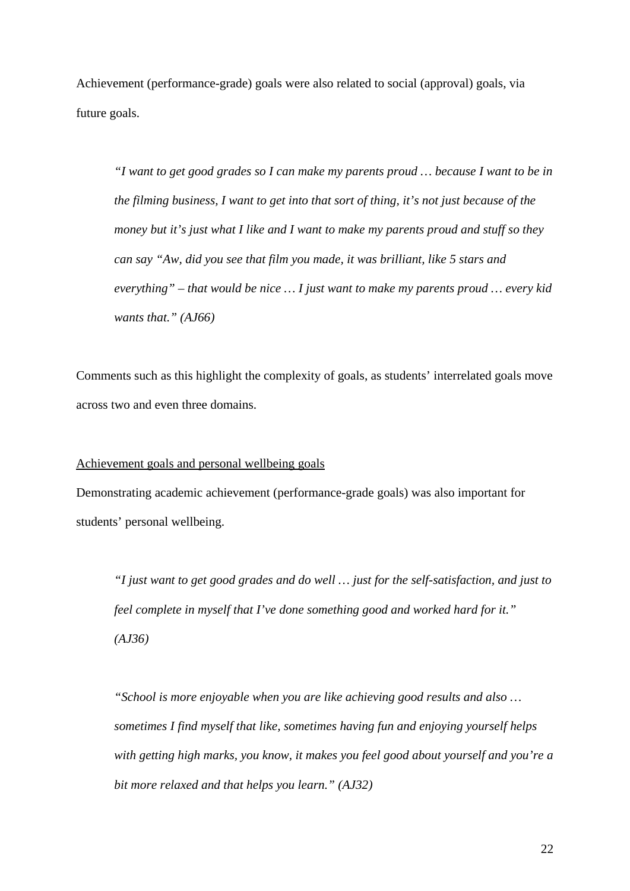Achievement (performance-grade) goals were also related to social (approval) goals, via future goals.

> *"I want to get good grades so I can make my parents proud … because I want to be in the filming business, I want to get into that sort of thing, it's not just because of the money but it's just what I like and I want to make my parents proud and stuff so they can say "Aw, did you see that film you made, it was brilliant, like 5 stars and everything" – that would be nice … I just want to make my parents proud … every kid wants that." (AJ66)*

Comments such as this highlight the complexity of goals, as students' interrelated goals move across two and even three domains.

<u>Achievement goals and personal wellbeing goals</u>

Demonstrating academic achievement (performance-grade goals) was also important for students' personal wellbeing.

> *"I just want to get good grades and do well … just for the self-satisfaction, and just to feel complete in myself that I've done something good and worked hard for it." (AJ36)*

> *"School is more enjoyable when you are like achieving good results and also … sometimes I find myself that like, sometimes having fun and enjoying yourself helps with getting high marks, you know, it makes you feel good about yourself and you're a bit more relaxed and that helps you learn." (AJ32)*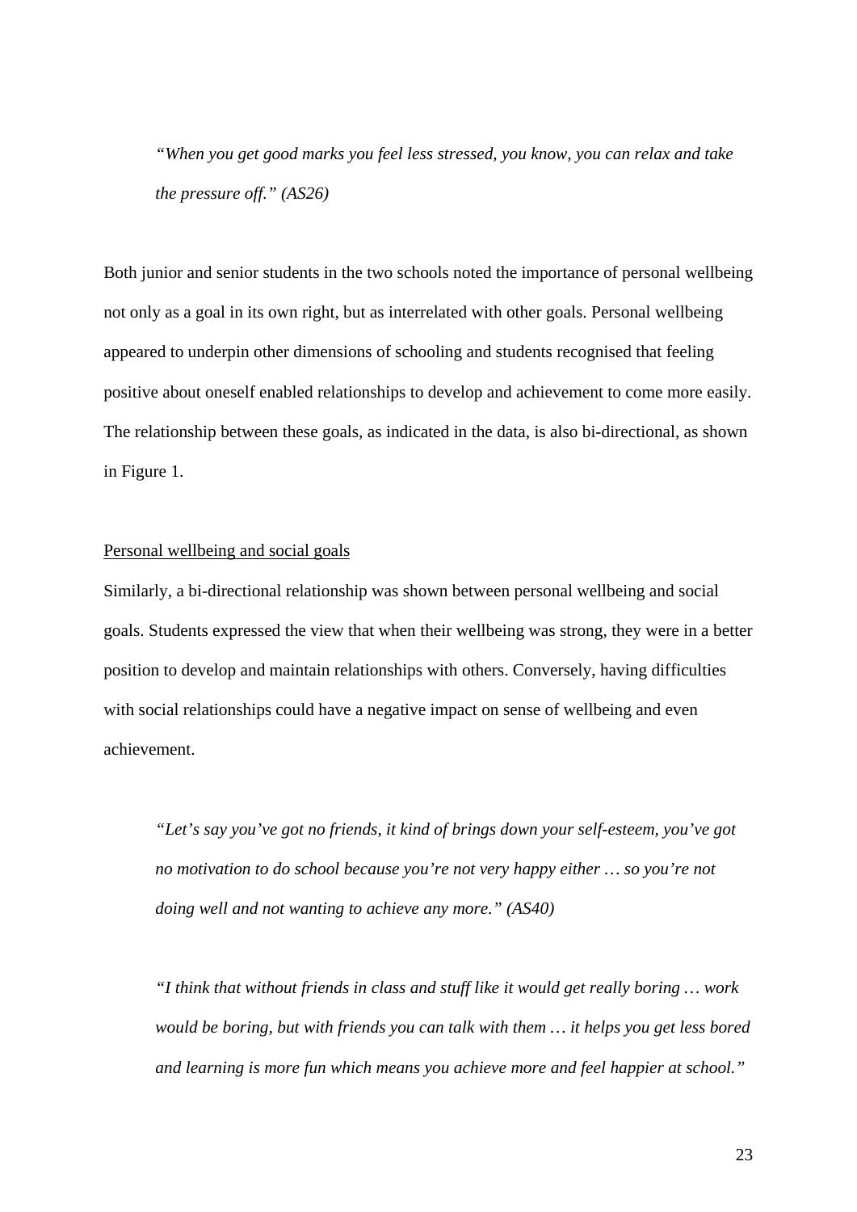*“When you get good marks you feel less stressed, you know, you can relax and take the pressure off.” (AS26)*

Both junior and senior students in the two schools noted the importance of personal wellbeing not only as a goal in its own right, but as interrelated with other goals. Personal wellbeing appeared to underpin other dimensions of schooling and students recognised that feeling positive about oneself enabled relationships to develop and achievement to come more easily. The relationship between these goals, as indicated in the data, is also bi-directional, as shown in Figure 1.

<u>Personal wellbeing and social goals</u>

Similarly, a bi-directional relationship was shown between personal wellbeing and social goals. Students expressed the view that when their wellbeing was strong, they were in a better position to develop and maintain relationships with others. Conversely, having difficulties with social relationships could have a negative impact on sense of wellbeing and even achievement.

*“Let’s say you’ve got no friends, it kind of brings down your self-esteem, you’ve got no motivation to do school because you’re not very happy either … so you’re not doing well and not wanting to achieve any more.” (AS40)*

*“I think that without friends in class and stuff like it would get really boring … work would be boring, but with friends you can talk with them … it helps you get less bored and learning is more fun which means you achieve more and feel happier at school.”*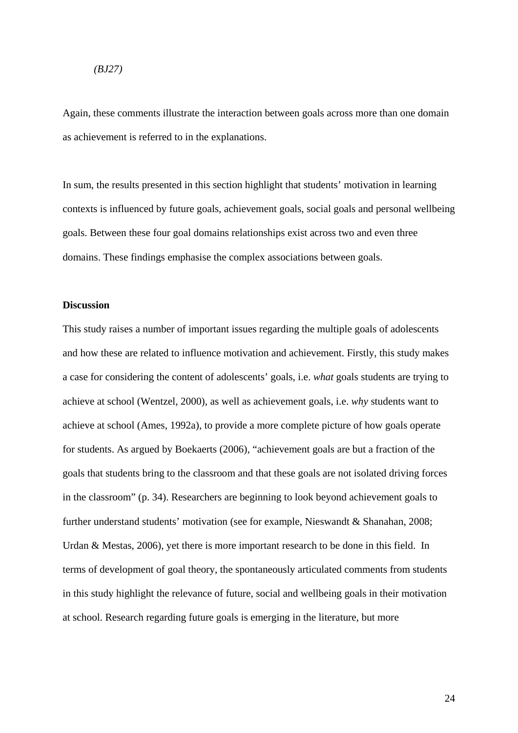*(BJ27)*

Again, these comments illustrate the interaction between goals across more than one domain as achievement is referred to in the explanations.

In sum, the results presented in this section highlight that students' motivation in learning contexts is influenced by future goals, achievement goals, social goals and personal wellbeing goals. Between these four goal domains relationships exist across two and even three domains. These findings emphasise the complex associations between goals.

**Discussion**

This study raises a number of important issues regarding the multiple goals of adolescents and how these are related to influence motivation and achievement. Firstly, this study makes a case for considering the content of adolescents' goals, i.e. *what* goals students are trying to achieve at school (Wentzel, 2000), as well as achievement goals, i.e. *why* students want to achieve at school (Ames, 1992a), to provide a more complete picture of how goals operate for students. As argued by Boekaerts (2006), "achievement goals are but a fraction of the goals that students bring to the classroom and that these goals are not isolated driving forces in the classroom" (p. 34). Researchers are beginning to look beyond achievement goals to further understand students' motivation (see for example, Nieswandt & Shanahan, 2008; Urdan & Mestas, 2006), yet there is more important research to be done in this field. In terms of development of goal theory, the spontaneously articulated comments from students in this study highlight the relevance of future, social and wellbeing goals in their motivation at school. Research regarding future goals is emerging in the literature, but more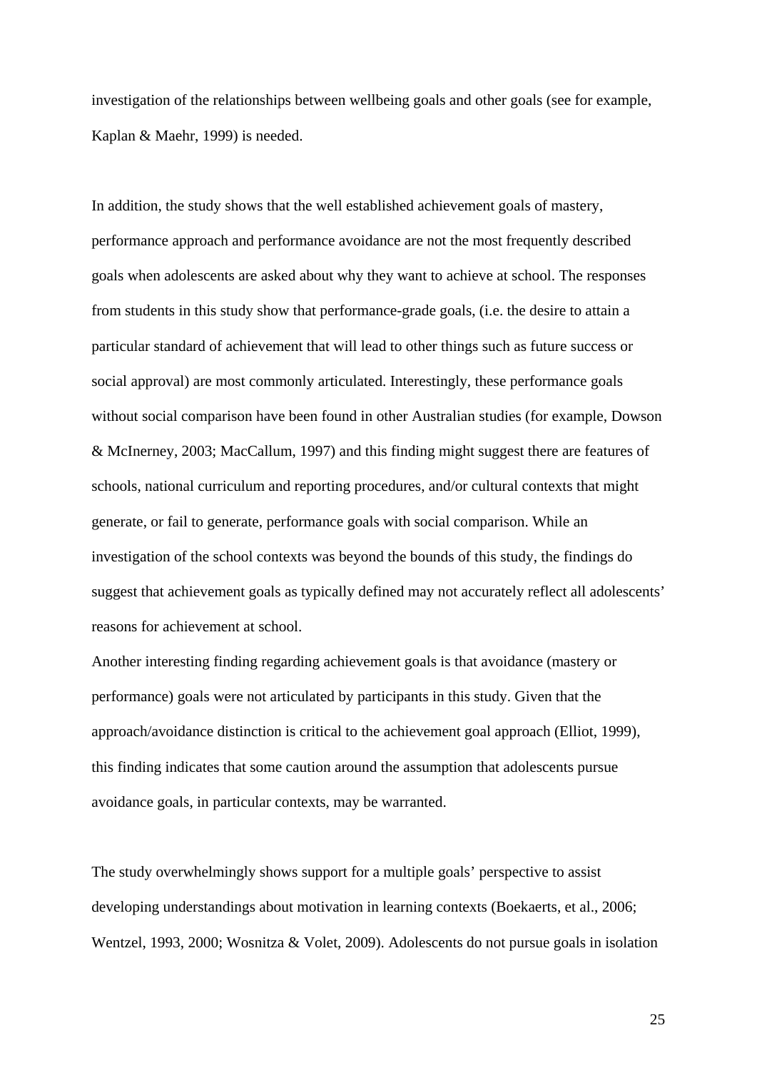investigation of the relationships between wellbeing goals and other goals (see for example, Kaplan & Maehr, 1999) is needed.

In addition, the study shows that the well established achievement goals of mastery, performance approach and performance avoidance are not the most frequently described goals when adolescents are asked about why they want to achieve at school. The responses from students in this study show that performance-grade goals, (i.e. the desire to attain a particular standard of achievement that will lead to other things such as future success or social approval) are most commonly articulated. Interestingly, these performance goals without social comparison have been found in other Australian studies (for example, Dowson & McInerney, 2003; MacCallum, 1997) and this finding might suggest there are features of schools, national curriculum and reporting procedures, and/or cultural contexts that might generate, or fail to generate, performance goals with social comparison. While an investigation of the school contexts was beyond the bounds of this study, the findings do suggest that achievement goals as typically defined may not accurately reflect all adolescents' reasons for achievement at school.

Another interesting finding regarding achievement goals is that avoidance (mastery or performance) goals were not articulated by participants in this study. Given that the approach/avoidance distinction is critical to the achievement goal approach (Elliot, 1999), this finding indicates that some caution around the assumption that adolescents pursue avoidance goals, in particular contexts, may be warranted.

The study overwhelmingly shows support for a multiple goals' perspective to assist developing understandings about motivation in learning contexts (Boekaerts, et al., 2006; Wentzel, 1993, 2000; Wosnitza & Volet, 2009). Adolescents do not pursue goals in isolation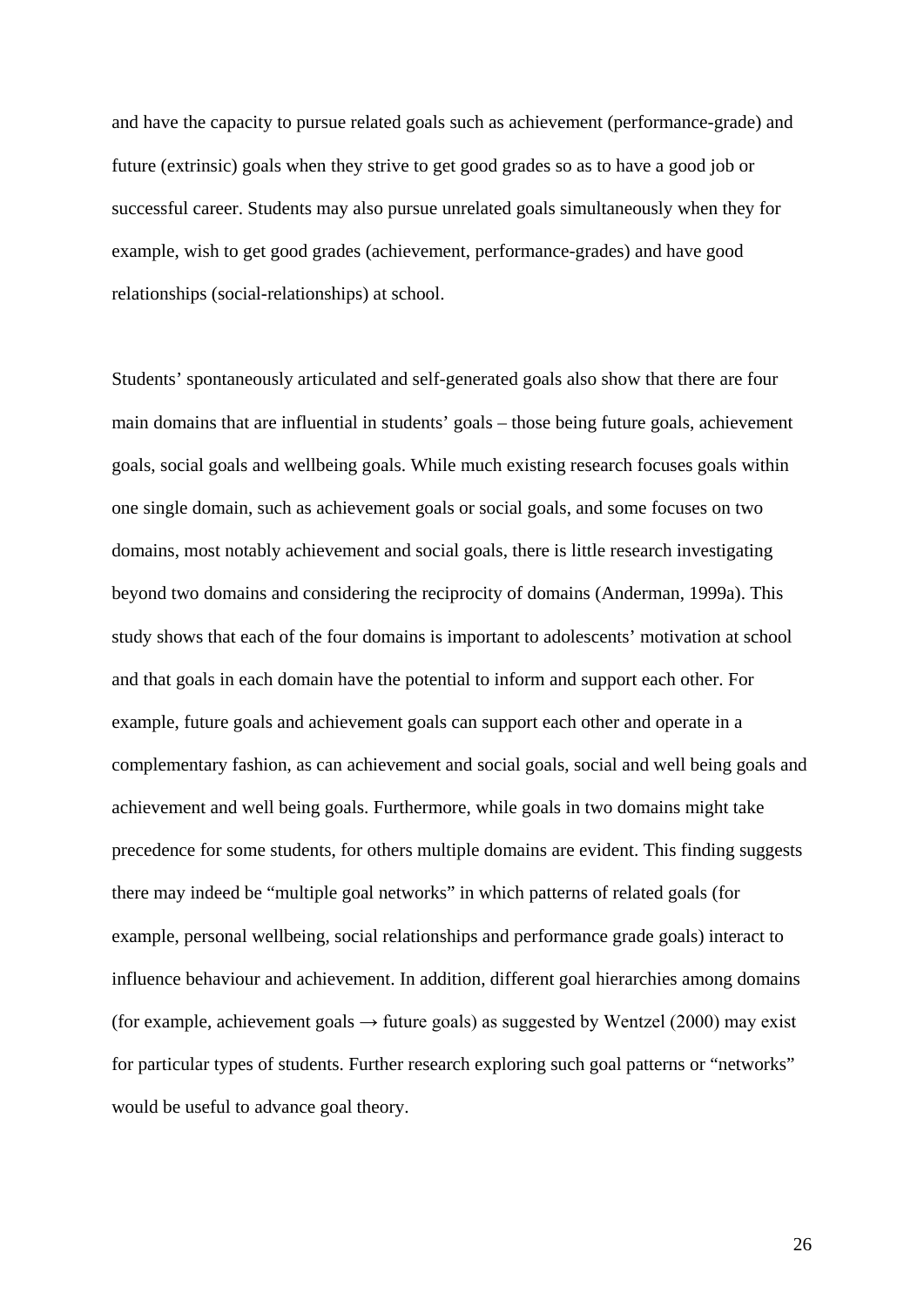and have the capacity to pursue related goals such as achievement (performance-grade) and future (extrinsic) goals when they strive to get good grades so as to have a good job or successful career. Students may also pursue unrelated goals simultaneously when they for example, wish to get good grades (achievement, performance-grades) and have good relationships (social-relationships) at school.

Students' spontaneously articulated and self-generated goals also show that there are four main domains that are influential in students' goals – those being future goals, achievement goals, social goals and wellbeing goals. While much existing research focuses goals within one single domain, such as achievement goals or social goals, and some focuses on two domains, most notably achievement and social goals, there is little research investigating beyond two domains and considering the reciprocity of domains (Anderman, 1999a). This study shows that each of the four domains is important to adolescents' motivation at school and that goals in each domain have the potential to inform and support each other. For example, future goals and achievement goals can support each other and operate in a complementary fashion, as can achievement and social goals, social and well being goals and achievement and well being goals. Furthermore, while goals in two domains might take precedence for some students, for others multiple domains are evident. This finding suggests there may indeed be "multiple goal networks" in which patterns of related goals (for example, personal wellbeing, social relationships and performance grade goals) interact to influence behaviour and achievement. In addition, different goal hierarchies among domains (for example, achievement goals → future goals) as suggested by Wentzel (2000) may exist for particular types of students. Further research exploring such goal patterns or "networks" would be useful to advance goal theory.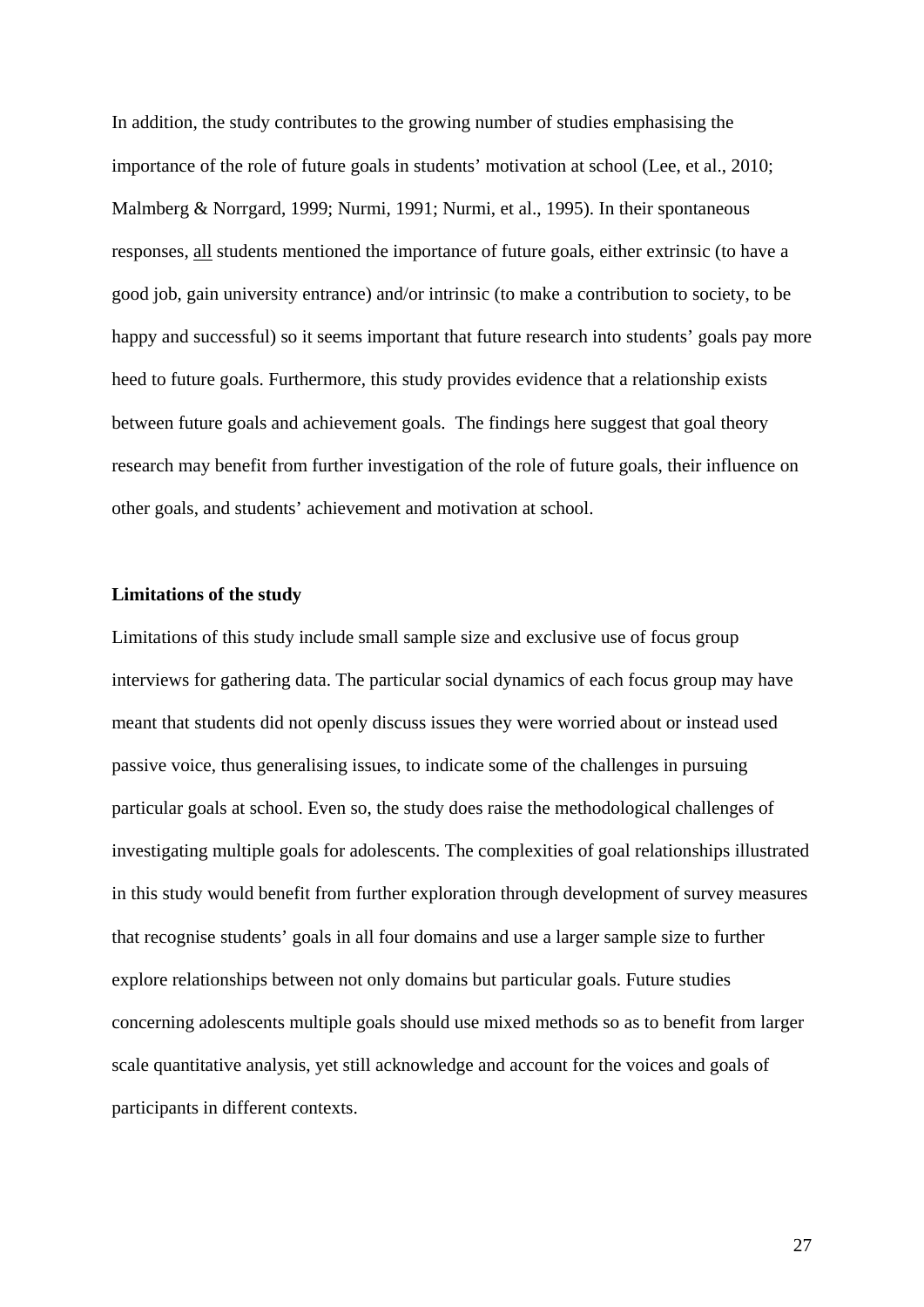In addition, the study contributes to the growing number of studies emphasising the importance of the role of future goals in students' motivation at school (Lee, et al., 2010; Malmberg & Norrgard, 1999; Nurmi, 1991; Nurmi, et al., 1995). In their spontaneous responses, <u>all</u> students mentioned the importance of future goals, either extrinsic (to have a good job, gain university entrance) and/or intrinsic (to make a contribution to society, to be happy and successful) so it seems important that future research into students' goals pay more heed to future goals. Furthermore, this study provides evidence that a relationship exists between future goals and achievement goals. The findings here suggest that goal theory research may benefit from further investigation of the role of future goals, their influence on other goals, and students' achievement and motivation at school.

**Limitations of the study**

Limitations of this study include small sample size and exclusive use of focus group interviews for gathering data. The particular social dynamics of each focus group may have meant that students did not openly discuss issues they were worried about or instead used passive voice, thus generalising issues, to indicate some of the challenges in pursuing particular goals at school. Even so, the study does raise the methodological challenges of investigating multiple goals for adolescents. The complexities of goal relationships illustrated in this study would benefit from further exploration through development of survey measures that recognise students' goals in all four domains and use a larger sample size to further explore relationships between not only domains but particular goals. Future studies concerning adolescents multiple goals should use mixed methods so as to benefit from larger scale quantitative analysis, yet still acknowledge and account for the voices and goals of participants in different contexts.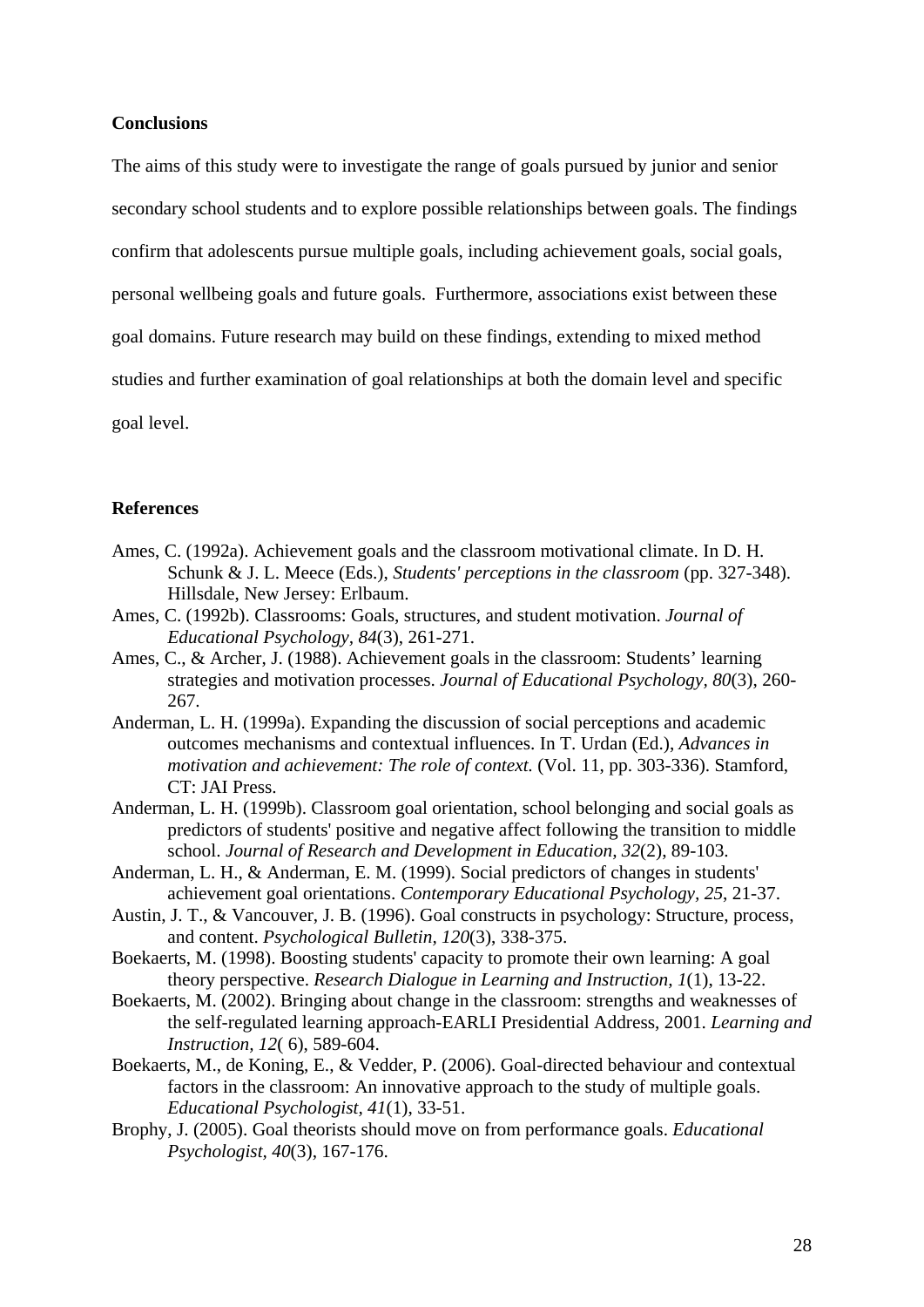**Conclusions**

The aims of this study were to investigate the range of goals pursued by junior and senior secondary school students and to explore possible relationships between goals. The findings confirm that adolescents pursue multiple goals, including achievement goals, social goals, personal wellbeing goals and future goals. Furthermore, associations exist between these goal domains. Future research may build on these findings, extending to mixed method studies and further examination of goal relationships at both the domain level and specific goal level.

**References**

Ames, C. (1992a). Achievement goals and the classroom motivational climate. In D. H. Schunk & J. L. Meece (Eds.), *Students' perceptions in the classroom* (pp. 327-348). Hillsdale, New Jersey: Erlbaum.

Ames, C. (1992b). Classrooms: Goals, structures, and student motivation. *Journal of Educational Psychology, 84*(3), 261-271.

Ames, C., & Archer, J. (1988). Achievement goals in the classroom: Students' learning strategies and motivation processes. *Journal of Educational Psychology, 80*(3), 260-267.

Anderman, L. H. (1999a). Expanding the discussion of social perceptions and academic outcomes mechanisms and contextual influences. In T. Urdan (Ed.), *Advances in motivation and achievement: The role of context.* (Vol. 11, pp. 303-336). Stamford, CT: JAI Press.

Anderman, L. H. (1999b). Classroom goal orientation, school belonging and social goals as predictors of students' positive and negative affect following the transition to middle school. *Journal of Research and Development in Education, 32*(2), 89-103.

Anderman, L. H., & Anderman, E. M. (1999). Social predictors of changes in students' achievement goal orientations. *Contemporary Educational Psychology, 25*, 21-37.

Austin, J. T., & Vancouver, J. B. (1996). Goal constructs in psychology: Structure, process, and content. *Psychological Bulletin, 120*(3), 338-375.

Boekaerts, M. (1998). Boosting students' capacity to promote their own learning: A goal theory perspective. *Research Dialogue in Learning and Instruction, 1*(1), 13-22.

Boekaerts, M. (2002). Bringing about change in the classroom: strengths and weaknesses of the self-regulated learning approach-EARLI Presidential Address, 2001. *Learning and Instruction, 12*( 6), 589-604.

Boekaerts, M., de Koning, E., & Vedder, P. (2006). Goal-directed behaviour and contextual factors in the classroom: An innovative approach to the study of multiple goals. *Educational Psychologist, 41*(1), 33-51.

Brophy, J. (2005). Goal theorists should move on from performance goals. *Educational Psychologist, 40*(3), 167-176.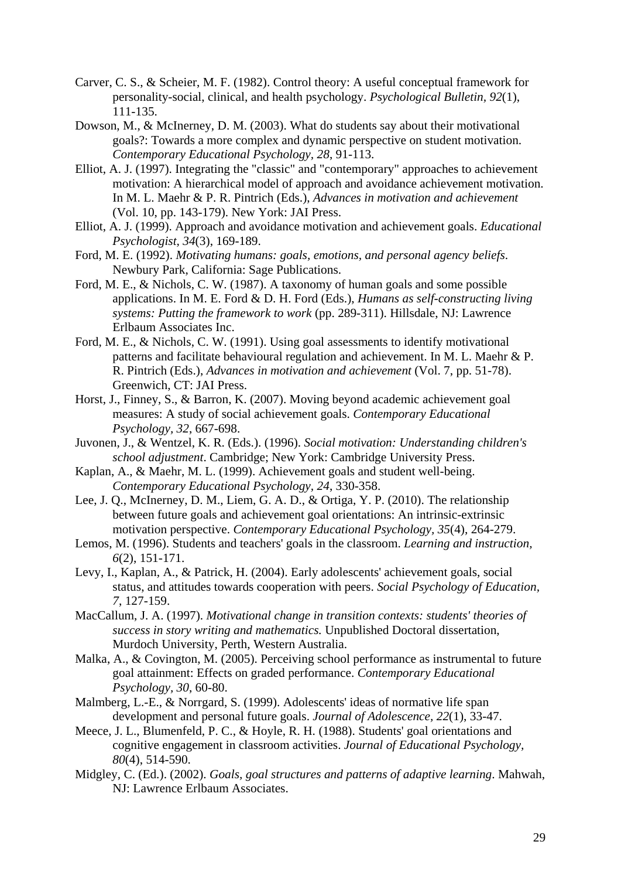Carver, C. S., & Scheier, M. F. (1982). Control theory: A useful conceptual framework for personality-social, clinical, and health psychology. *Psychological Bulletin, 92*(1), 111-135.

Dowson, M., & McInerney, D. M. (2003). What do students say about their motivational goals?: Towards a more complex and dynamic perspective on student motivation. *Contemporary Educational Psychology, 28*, 91-113.

Elliot, A. J. (1997). Integrating the "classic" and "contemporary" approaches to achievement motivation: A hierarchical model of approach and avoidance achievement motivation. In M. L. Maehr & P. R. Pintrich (Eds.), *Advances in motivation and achievement* (Vol. 10, pp. 143-179). New York: JAI Press.

Elliot, A. J. (1999). Approach and avoidance motivation and achievement goals. *Educational Psychologist, 34*(3), 169-189.

Ford, M. E. (1992). *Motivating humans: goals, emotions, and personal agency beliefs*. Newbury Park, California: Sage Publications.

Ford, M. E., & Nichols, C. W. (1987). A taxonomy of human goals and some possible applications. In M. E. Ford & D. H. Ford (Eds.), *Humans as self-constructing living systems: Putting the framework to work* (pp. 289-311). Hillsdale, NJ: Lawrence Erlbaum Associates Inc.

Ford, M. E., & Nichols, C. W. (1991). Using goal assessments to identify motivational patterns and facilitate behavioural regulation and achievement. In M. L. Maehr & P. R. Pintrich (Eds.), *Advances in motivation and achievement* (Vol. 7, pp. 51-78). Greenwich, CT: JAI Press.

Horst, J., Finney, S., & Barron, K. (2007). Moving beyond academic achievement goal measures: A study of social achievement goals. *Contemporary Educational Psychology, 32*, 667-698.

Juvonen, J., & Wentzel, K. R. (Eds.). (1996). *Social motivation: Understanding children's school adjustment*. Cambridge; New York: Cambridge University Press.

Kaplan, A., & Maehr, M. L. (1999). Achievement goals and student well-being. *Contemporary Educational Psychology, 24*, 330-358.

Lee, J. Q., McInerney, D. M., Liem, G. A. D., & Ortiga, Y. P. (2010). The relationship between future goals and achievement goal orientations: An intrinsic-extrinsic motivation perspective. *Contemporary Educational Psychology, 35*(4), 264-279.

Lemos, M. (1996). Students and teachers' goals in the classroom. *Learning and instruction, 6*(2), 151-171.

Levy, I., Kaplan, A., & Patrick, H. (2004). Early adolescents' achievement goals, social status, and attitudes towards cooperation with peers. *Social Psychology of Education, 7*, 127-159.

MacCallum, J. A. (1997). *Motivational change in transition contexts: students' theories of success in story writing and mathematics.* Unpublished Doctoral dissertation, Murdoch University, Perth, Western Australia.

Malka, A., & Covington, M. (2005). Perceiving school performance as instrumental to future goal attainment: Effects on graded performance. *Contemporary Educational Psychology, 30*, 60-80.

Malmberg, L.-E., & Norrgard, S. (1999). Adolescents' ideas of normative life span development and personal future goals. *Journal of Adolescence, 22*(1), 33-47.

Meece, J. L., Blumenfeld, P. C., & Hoyle, R. H. (1988). Students' goal orientations and cognitive engagement in classroom activities. *Journal of Educational Psychology, 80*(4), 514-590.

Midgley, C. (Ed.). (2002). *Goals, goal structures and patterns of adaptive learning*. Mahwah, NJ: Lawrence Erlbaum Associates.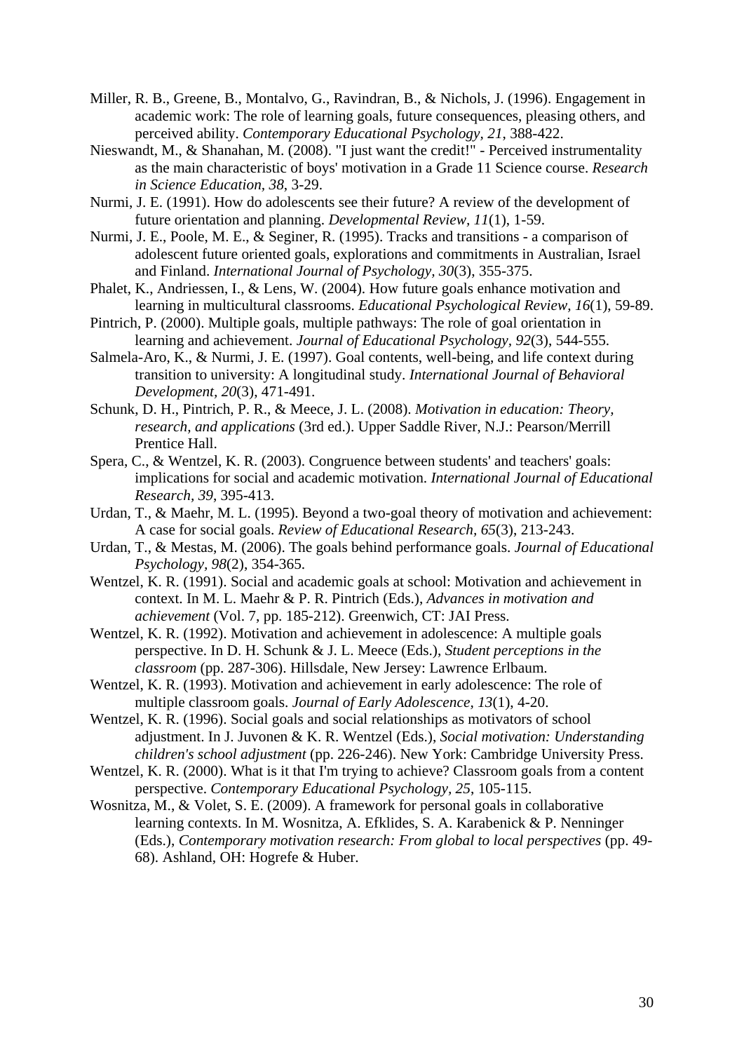Miller, R. B., Greene, B., Montalvo, G., Ravindran, B., & Nichols, J. (1996). Engagement in academic work: The role of learning goals, future consequences, pleasing others, and perceived ability. *Contemporary Educational Psychology, 21*, 388-422.

Nieswandt, M., & Shanahan, M. (2008). "I just want the credit!" - Perceived instrumentality as the main characteristic of boys' motivation in a Grade 11 Science course. *Research in Science Education, 38*, 3-29.

Nurmi, J. E. (1991). How do adolescents see their future? A review of the development of future orientation and planning. *Developmental Review, 11*(1), 1-59.

Nurmi, J. E., Poole, M. E., & Seginer, R. (1995). Tracks and transitions - a comparison of adolescent future oriented goals, explorations and commitments in Australian, Israel and Finland. *International Journal of Psychology, 30*(3), 355-375.

Phalet, K., Andriessen, I., & Lens, W. (2004). How future goals enhance motivation and learning in multicultural classrooms. *Educational Psychological Review, 16*(1), 59-89.

Pintrich, P. (2000). Multiple goals, multiple pathways: The role of goal orientation in learning and achievement. *Journal of Educational Psychology, 92*(3), 544-555.

Salmela-Aro, K., & Nurmi, J. E. (1997). Goal contents, well-being, and life context during transition to university: A longitudinal study. *International Journal of Behavioral Development, 20*(3), 471-491.

Schunk, D. H., Pintrich, P. R., & Meece, J. L. (2008). *Motivation in education: Theory, research, and applications* (3rd ed.). Upper Saddle River, N.J.: Pearson/Merrill Prentice Hall.

Spera, C., & Wentzel, K. R. (2003). Congruence between students' and teachers' goals: implications for social and academic motivation. *International Journal of Educational Research, 39*, 395-413.

Urdan, T., & Maehr, M. L. (1995). Beyond a two-goal theory of motivation and achievement: A case for social goals. *Review of Educational Research, 65*(3), 213-243.

Urdan, T., & Mestas, M. (2006). The goals behind performance goals. *Journal of Educational Psychology, 98*(2), 354-365.

Wentzel, K. R. (1991). Social and academic goals at school: Motivation and achievement in context. In M. L. Maehr & P. R. Pintrich (Eds.), *Advances in motivation and achievement* (Vol. 7, pp. 185-212). Greenwich, CT: JAI Press.

Wentzel, K. R. (1992). Motivation and achievement in adolescence: A multiple goals perspective. In D. H. Schunk & J. L. Meece (Eds.), *Student perceptions in the classroom* (pp. 287-306). Hillsdale, New Jersey: Lawrence Erlbaum.

Wentzel, K. R. (1993). Motivation and achievement in early adolescence: The role of multiple classroom goals. *Journal of Early Adolescence, 13*(1), 4-20.

Wentzel, K. R. (1996). Social goals and social relationships as motivators of school adjustment. In J. Juvonen & K. R. Wentzel (Eds.), *Social motivation: Understanding children's school adjustment* (pp. 226-246). New York: Cambridge University Press.

Wentzel, K. R. (2000). What is it that I'm trying to achieve? Classroom goals from a content perspective. *Contemporary Educational Psychology, 25*, 105-115.

Wosnitza, M., & Volet, S. E. (2009). A framework for personal goals in collaborative learning contexts. In M. Wosnitza, A. Efklides, S. A. Karabenick & P. Nenninger (Eds.), *Contemporary motivation research: From global to local perspectives* (pp. 49-68). Ashland, OH: Hogrefe & Huber.